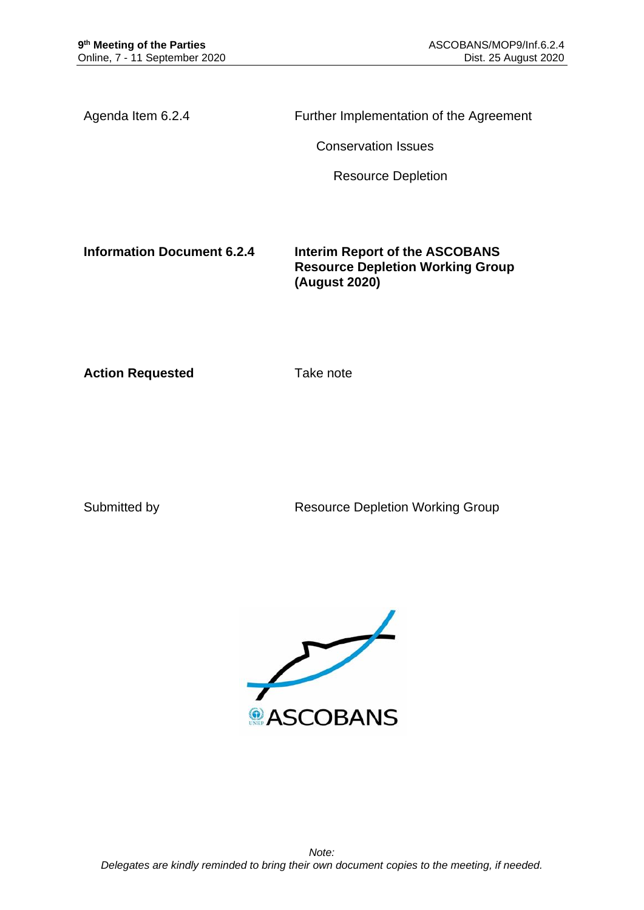**9th Meeting of the Parties**
Online, 7 - 11 September 2020

ASCOBANS/MOP9/Inf.6.2.4
Dist. 25 August 2020

| | |
|---|---|
| Agenda Item 6.2.4 | Further Implementation of the Agreement |
| | Conservation Issues |
| | Resource Depletion |
| **Information Document 6.2.4** | **Interim Report of the ASCOBANS Resource Depletion Working Group (August 2020)** |
| **Action Requested** | Take note |
| Submitted by | Resource Depletion Working Group |

ASCOBANS

*Note:*
*Delegates are kindly reminded to bring their own document copies to the meeting, if needed.*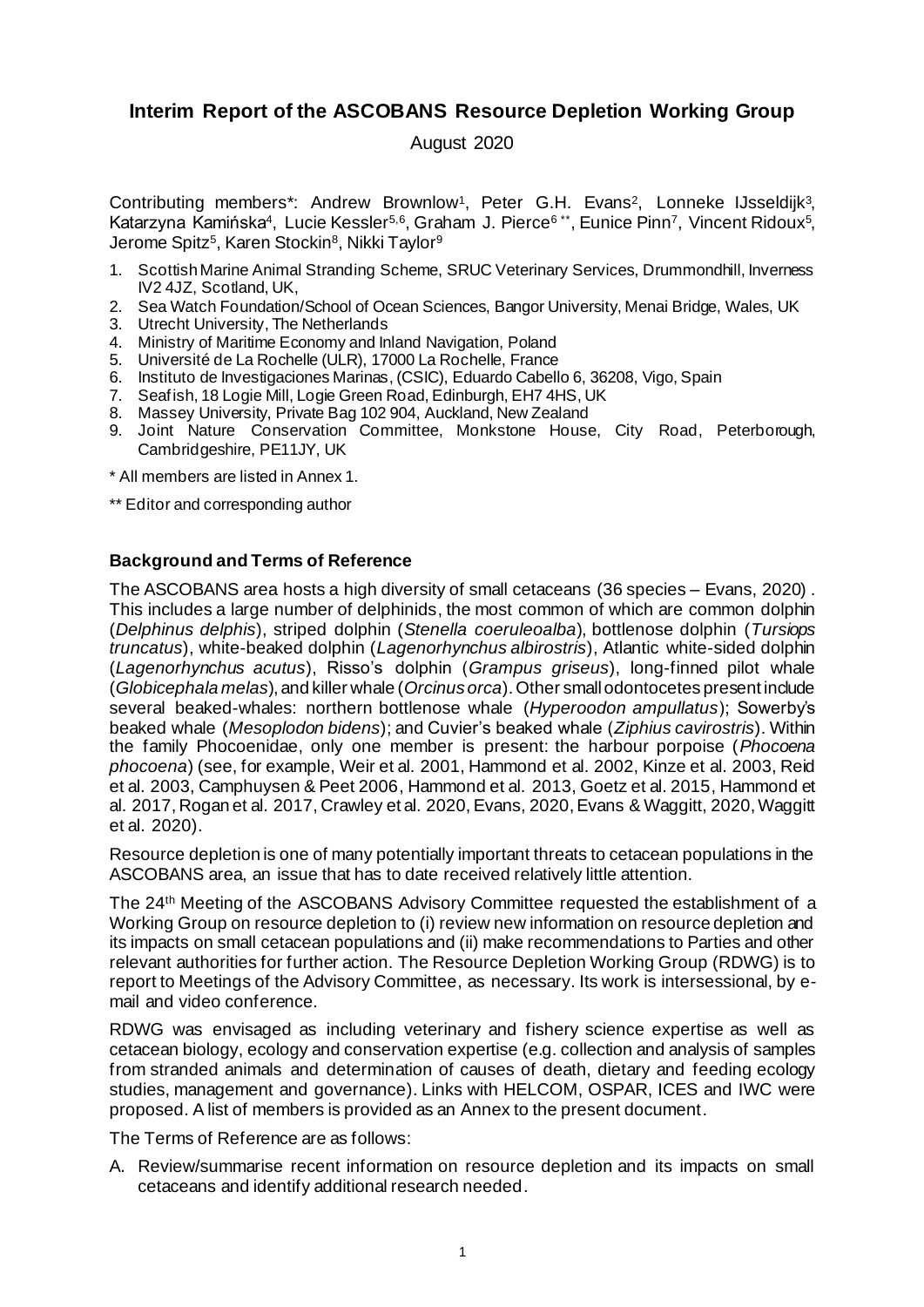# Interim Report of the ASCOBANS Resource Depletion Working Group

August 2020

Contributing members*: Andrew Brownlow[1], Peter G.H. Evans[2], Lonneke IJsseldijk[3], Katarzyna Kamińska[4], Lucie Kessler[5,6], Graham J. Pierce[6 **], Eunice Pinn[7], Vincent Ridoux[5], Jerome Spitz[5], Karen Stockin[8], Nikki Taylor[9]

1. Scottish Marine Animal Stranding Scheme, SRUC Veterinary Services, Drummondhill, Inverness IV2 4JZ, Scotland, UK,
2. Sea Watch Foundation/School of Ocean Sciences, Bangor University, Menai Bridge, Wales, UK
3. Utrecht University, The Netherlands
4. Ministry of Maritime Economy and Inland Navigation, Poland
5. Université de La Rochelle (ULR), 17000 La Rochelle, France
6. Instituto de Investigaciones Marinas, (CSIC), Eduardo Cabello 6, 36208, Vigo, Spain
7. Seafish, 18 Logie Mill, Logie Green Road, Edinburgh, EH7 4HS, UK
8. Massey University, Private Bag 102 904, Auckland, New Zealand
9. Joint Nature Conservation Committee, Monkstone House, City Road, Peterborough, Cambridgeshire, PE11JY, UK

\* All members are listed in Annex 1.

\*\* Editor and corresponding author

## Background and Terms of Reference

The ASCOBANS area hosts a high diversity of small cetaceans (36 species – Evans, 2020) . This includes a large number of delphinids, the most common of which are common dolphin (*Delphinus delphis*), striped dolphin (*Stenella coeruleoalba*), bottlenose dolphin (*Tursiops truncatus*), white-beaked dolphin (*Lagenorhynchus albirostris*), Atlantic white-sided dolphin (*Lagenorhynchus acutus*), Risso's dolphin (*Grampus griseus*), long-finned pilot whale (*Globicephala melas*), and killer whale (*Orcinus orca*). Other small odontocetes present include several beaked-whales: northern bottlenose whale (*Hyperoodon ampullatus*); Sowerby's beaked whale (*Mesoplodon bidens*); and Cuvier's beaked whale (*Ziphius cavirostris*). Within the family Phocoenidae, only one member is present: the harbour porpoise (*Phocoena phocoena*) (see, for example, Weir et al. 2001, Hammond et al. 2002, Kinze et al. 2003, Reid et al. 2003, Camphuysen & Peet 2006, Hammond et al. 2013, Goetz et al. 2015, Hammond et al. 2017, Rogan et al. 2017, Crawley et al. 2020, Evans, 2020, Evans & Waggitt, 2020, Waggitt et al. 2020).

Resource depletion is one of many potentially important threats to cetacean populations in the ASCOBANS area, an issue that has to date received relatively little attention.

The 24th Meeting of the ASCOBANS Advisory Committee requested the establishment of a Working Group on resource depletion to (i) review new information on resource depletion and its impacts on small cetacean populations and (ii) make recommendations to Parties and other relevant authorities for further action. The Resource Depletion Working Group (RDWG) is to report to Meetings of the Advisory Committee, as necessary. Its work is intersessional, by e-mail and video conference.

RDWG was envisaged as including veterinary and fishery science expertise as well as cetacean biology, ecology and conservation expertise (e.g. collection and analysis of samples from stranded animals and determination of causes of death, dietary and feeding ecology studies, management and governance). Links with HELCOM, OSPAR, ICES and IWC were proposed. A list of members is provided as an Annex to the present document.

The Terms of Reference are as follows:

A. Review/summarise recent information on resource depletion and its impacts on small cetaceans and identify additional research needed.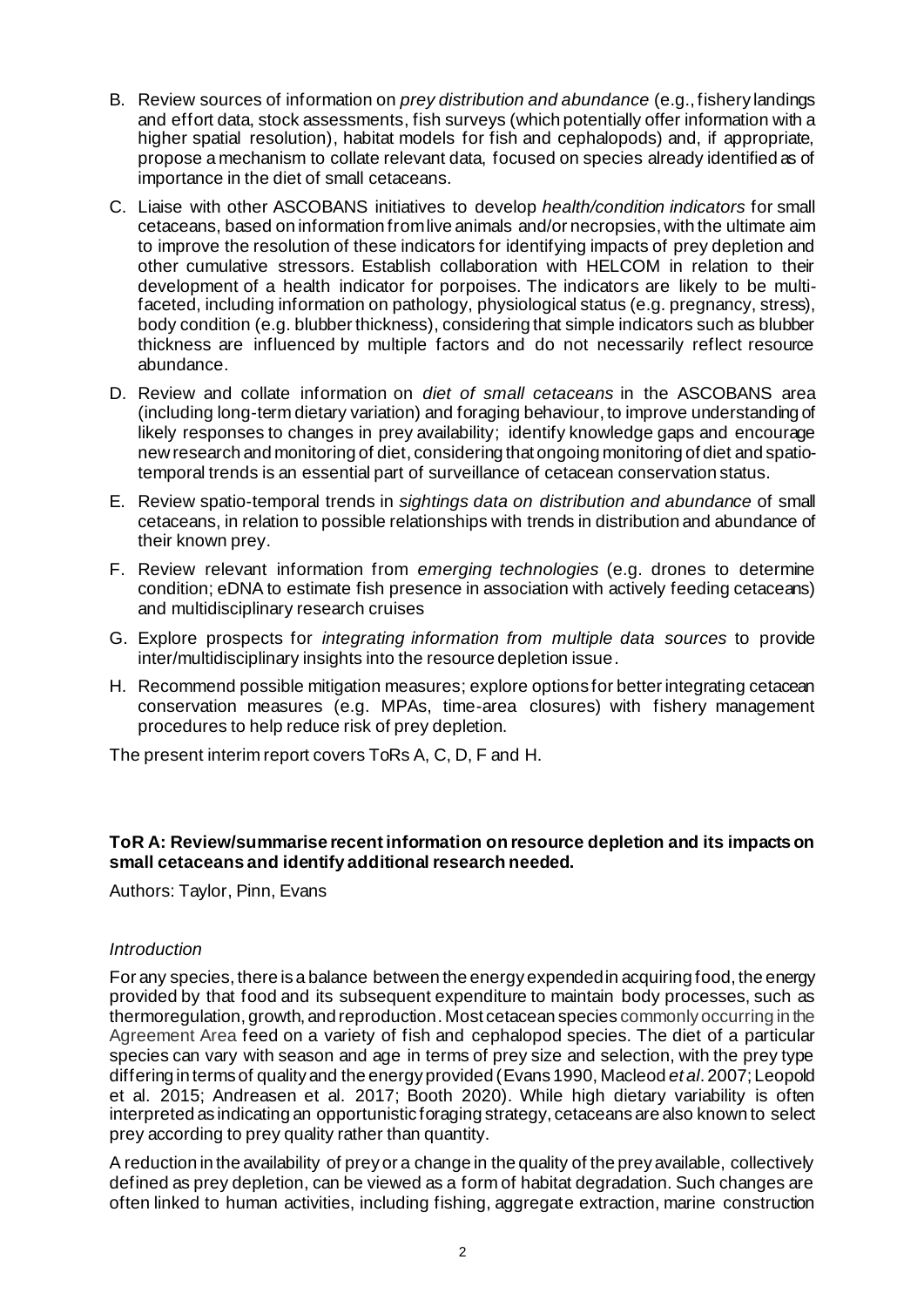B. Review sources of information on *prey distribution and abundance* (e.g., fishery landings and effort data, stock assessments, fish surveys (which potentially offer information with a higher spatial resolution), habitat models for fish and cephalopods) and, if appropriate, propose a mechanism to collate relevant data, focused on species already identified as of importance in the diet of small cetaceans.

C. Liaise with other ASCOBANS initiatives to develop *health/condition indicators* for small cetaceans, based on information from live animals and/or necropsies, with the ultimate aim to improve the resolution of these indicators for identifying impacts of prey depletion and other cumulative stressors. Establish collaboration with HELCOM in relation to their development of a health indicator for porpoises. The indicators are likely to be multi-faceted, including information on pathology, physiological status (e.g. pregnancy, stress), body condition (e.g. blubber thickness), considering that simple indicators such as blubber thickness are influenced by multiple factors and do not necessarily reflect resource abundance.

D. Review and collate information on *diet of small cetaceans* in the ASCOBANS area (including long-term dietary variation) and foraging behaviour, to improve understanding of likely responses to changes in prey availability; identify knowledge gaps and encourage new research and monitoring of diet, considering that ongoing monitoring of diet and spatio-temporal trends is an essential part of surveillance of cetacean conservation status.

E. Review spatio-temporal trends in *sightings data on distribution and abundance* of small cetaceans, in relation to possible relationships with trends in distribution and abundance of their known prey.

F. Review relevant information from *emerging technologies* (e.g. drones to determine condition; eDNA to estimate fish presence in association with actively feeding cetaceans) and multidisciplinary research cruises

G. Explore prospects for *integrating information from multiple data sources* to provide inter/multidisciplinary insights into the resource depletion issue.

H. Recommend possible mitigation measures; explore options for better integrating cetacean conservation measures (e.g. MPAs, time-area closures) with fishery management procedures to help reduce risk of prey depletion.

The present interim report covers ToRs A, C, D, F and H.

### ToR A: Review/summarise recent information on resource depletion and its impacts on small cetaceans and identify additional research needed.

Authors: Taylor, Pinn, Evans

#### *Introduction*

For any species, there is a balance between the energy expended in acquiring food, the energy provided by that food and its subsequent expenditure to maintain body processes, such as thermoregulation, growth, and reproduction. Most cetacean species commonly occurring in the Agreement Area feed on a variety of fish and cephalopod species. The diet of a particular species can vary with season and age in terms of prey size and selection, with the prey type differing in terms of quality and the energy provided (Evans 1990, Macleod *et al*. 2007; Leopold et al. 2015; Andreasen et al. 2017; Booth 2020). While high dietary variability is often interpreted as indicating an opportunistic foraging strategy, cetaceans are also known to select prey according to prey quality rather than quantity.

A reduction in the availability of prey or a change in the quality of the prey available, collectively defined as prey depletion, can be viewed as a form of habitat degradation. Such changes are often linked to human activities, including fishing, aggregate extraction, marine construction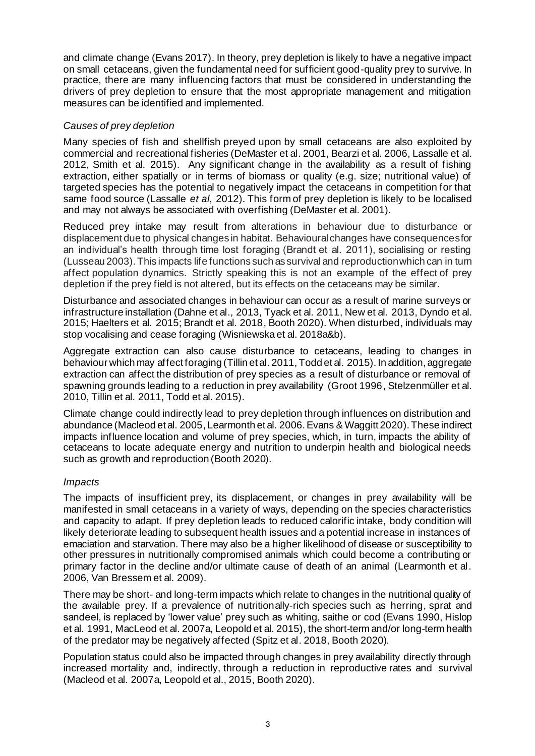and climate change (Evans 2017). In theory, prey depletion is likely to have a negative impact on small cetaceans, given the fundamental need for sufficient good-quality prey to survive. In practice, there are many influencing factors that must be considered in understanding the drivers of prey depletion to ensure that the most appropriate management and mitigation measures can be identified and implemented.

### *Causes of prey depletion*

Many species of fish and shellfish preyed upon by small cetaceans are also exploited by commercial and recreational fisheries (DeMaster et al. 2001, Bearzi et al. 2006, Lassalle et al. 2012, Smith et al. 2015). Any significant change in the availability as a result of fishing extraction, either spatially or in terms of biomass or quality (e.g. size; nutritional value) of targeted species has the potential to negatively impact the cetaceans in competition for that same food source (Lassalle *et al*, 2012). This form of prey depletion is likely to be localised and may not always be associated with overfishing (DeMaster et al. 2001).

Reduced prey intake may result from alterations in behaviour due to disturbance or displacement due to physical changes in habitat. Behavioural changes have consequences for an individual's health through time lost foraging (Brandt et al. 2011), socialising or resting (Lusseau 2003). This impacts life functions such as survival and reproduction which can in turn affect population dynamics. Strictly speaking this is not an example of the effect of prey depletion if the prey field is not altered, but its effects on the cetaceans may be similar.

Disturbance and associated changes in behaviour can occur as a result of marine surveys or infrastructure installation (Dahne et al., 2013, Tyack et al. 2011, New et al. 2013, Dyndo et al. 2015; Haelters et al. 2015; Brandt et al. 2018, Booth 2020). When disturbed, individuals may stop vocalising and cease foraging (Wisniewska et al. 2018a&b).

Aggregate extraction can also cause disturbance to cetaceans, leading to changes in behaviour which may affect foraging (Tillin et al. 2011, Todd et al. 2015). In addition, aggregate extraction can affect the distribution of prey species as a result of disturbance or removal of spawning grounds leading to a reduction in prey availability (Groot 1996, Stelzenmüller et al. 2010, Tillin et al. 2011, Todd et al. 2015).

Climate change could indirectly lead to prey depletion through influences on distribution and abundance (Macleod et al. 2005, Learmonth et al. 2006. Evans & Waggitt 2020). These indirect impacts influence location and volume of prey species, which, in turn, impacts the ability of cetaceans to locate adequate energy and nutrition to underpin health and biological needs such as growth and reproduction (Booth 2020).

### *Impacts*

The impacts of insufficient prey, its displacement, or changes in prey availability will be manifested in small cetaceans in a variety of ways, depending on the species characteristics and capacity to adapt. If prey depletion leads to reduced calorific intake, body condition will likely deteriorate leading to subsequent health issues and a potential increase in instances of emaciation and starvation. There may also be a higher likelihood of disease or susceptibility to other pressures in nutritionally compromised animals which could become a contributing or primary factor in the decline and/or ultimate cause of death of an animal (Learmonth et al. 2006, Van Bressem et al. 2009).

There may be short- and long-term impacts which relate to changes in the nutritional quality of the available prey. If a prevalence of nutritionally-rich species such as herring, sprat and sandeel, is replaced by 'lower value' prey such as whiting, saithe or cod (Evans 1990, Hislop et al. 1991, MacLeod et al. 2007a, Leopold et al. 2015), the short-term and/or long-term health of the predator may be negatively affected (Spitz et al. 2018, Booth 2020).

Population status could also be impacted through changes in prey availability directly through increased mortality and, indirectly, through a reduction in reproductive rates and survival (Macleod et al. 2007a, Leopold et al., 2015, Booth 2020).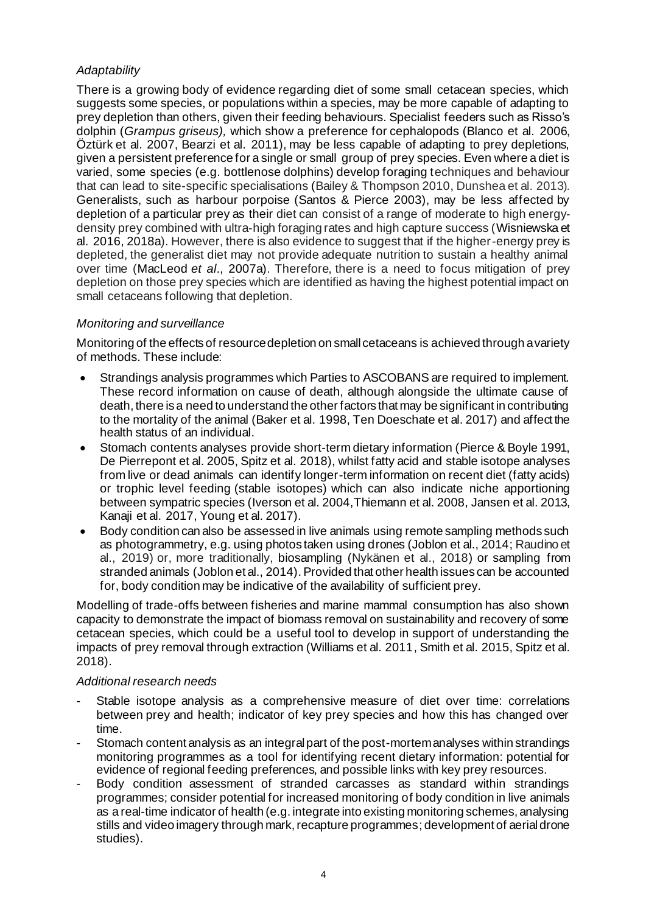*Adaptability*

There is a growing body of evidence regarding diet of some small cetacean species, which suggests some species, or populations within a species, may be more capable of adapting to prey depletion than others, given their feeding behaviours. Specialist feeders such as Risso's dolphin (*Grampus griseus),* which show a preference for cephalopods (Blanco et al. 2006, Öztürk et al. 2007, Bearzi et al. 2011), may be less capable of adapting to prey depletions, given a persistent preference for a single or small group of prey species. Even where a diet is varied, some species (e.g. bottlenose dolphins) develop foraging techniques and behaviour that can lead to site-specific specialisations (Bailey & Thompson 2010, Dunshea et al. 2013). Generalists, such as harbour porpoise (Santos & Pierce 2003), may be less affected by depletion of a particular prey as their diet can consist of a range of moderate to high energy-density prey combined with ultra-high foraging rates and high capture success (Wisniewska et al. 2016, 2018a). However, there is also evidence to suggest that if the higher-energy prey is depleted, the generalist diet may not provide adequate nutrition to sustain a healthy animal over time (MacLeod *et al*., 2007a). Therefore, there is a need to focus mitigation of prey depletion on those prey species which are identified as having the highest potential impact on small cetaceans following that depletion.

*Monitoring and surveillance*

Monitoring of the effects of resource depletion on small cetaceans is achieved through a variety of methods. These include:

- Strandings analysis programmes which Parties to ASCOBANS are required to implement. These record information on cause of death, although alongside the ultimate cause of death, there is a need to understand the other factors that may be significant in contributing to the mortality of the animal (Baker et al. 1998, Ten Doeschate et al. 2017) and affect the health status of an individual.
- Stomach contents analyses provide short-term dietary information (Pierce & Boyle 1991, De Pierrepont et al. 2005, Spitz et al. 2018), whilst fatty acid and stable isotope analyses from live or dead animals can identify longer-term information on recent diet (fatty acids) or trophic level feeding (stable isotopes) which can also indicate niche apportioning between sympatric species (Iverson et al. 2004, Thiemann et al. 2008, Jansen et al. 2013, Kanaji et al. 2017, Young et al. 2017).
- Body condition can also be assessed in live animals using remote sampling methods such as photogrammetry, e.g. using photos taken using drones (Joblon et al., 2014; Raudino et al., 2019) or, more traditionally, biosampling (Nykänen et al., 2018) or sampling from stranded animals (Joblon et al., 2014). Provided that other health issues can be accounted for, body condition may be indicative of the availability of sufficient prey.

Modelling of trade-offs between fisheries and marine mammal consumption has also shown capacity to demonstrate the impact of biomass removal on sustainability and recovery of some cetacean species, which could be a useful tool to develop in support of understanding the impacts of prey removal through extraction (Williams et al. 2011, Smith et al. 2015, Spitz et al. 2018).

*Additional research needs*

- Stable isotope analysis as a comprehensive measure of diet over time: correlations between prey and health; indicator of key prey species and how this has changed over time.
- Stomach content analysis as an integral part of the post-mortem analyses within strandings monitoring programmes as a tool for identifying recent dietary information: potential for evidence of regional feeding preferences, and possible links with key prey resources.
- Body condition assessment of stranded carcasses as standard within strandings programmes; consider potential for increased monitoring of body condition in live animals as a real-time indicator of health (e.g. integrate into existing monitoring schemes, analysing stills and video imagery through mark, recapture programmes; development of aerial drone studies).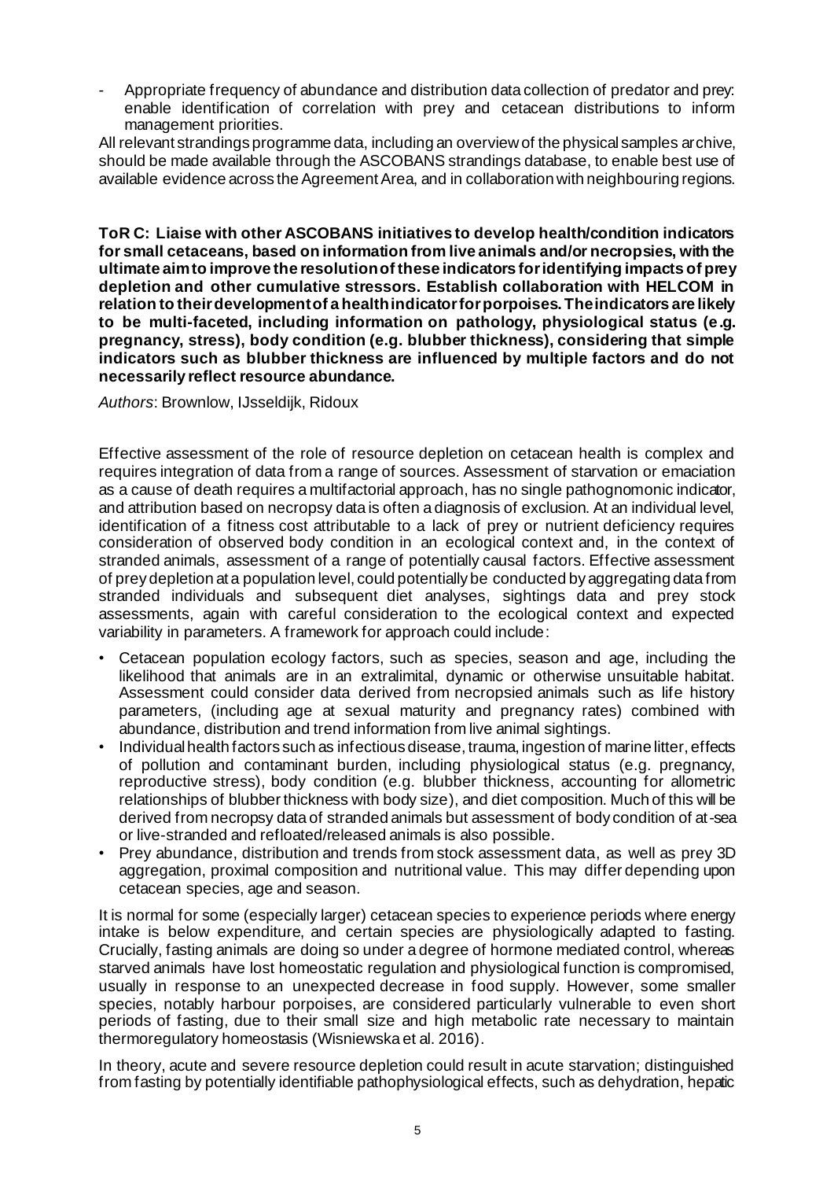- Appropriate frequency of abundance and distribution data collection of predator and prey: enable identification of correlation with prey and cetacean distributions to inform management priorities.

All relevant strandings programme data, including an overview of the physical samples archive, should be made available through the ASCOBANS strandings database, to enable best use of available evidence across the Agreement Area, and in collaboration with neighbouring regions.

**ToR C: Liaise with other ASCOBANS initiatives to develop health/condition indicators for small cetaceans, based on information from live animals and/or necropsies, with the ultimate aim to improve the resolution of these indicators for identifying impacts of prey depletion and other cumulative stressors. Establish collaboration with HELCOM in relation to their development of a health indicator for porpoises. The indicators are likely to be multi-faceted, including information on pathology, physiological status (e.g. pregnancy, stress), body condition (e.g. blubber thickness), considering that simple indicators such as blubber thickness are influenced by multiple factors and do not necessarily reflect resource abundance.**

*Authors*: Brownlow, IJsseldijk, Ridoux

Effective assessment of the role of resource depletion on cetacean health is complex and requires integration of data from a range of sources. Assessment of starvation or emaciation as a cause of death requires a multifactorial approach, has no single pathognomonic indicator, and attribution based on necropsy data is often a diagnosis of exclusion. At an individual level, identification of a fitness cost attributable to a lack of prey or nutrient deficiency requires consideration of observed body condition in an ecological context and, in the context of stranded animals, assessment of a range of potentially causal factors. Effective assessment of prey depletion at a population level, could potentially be conducted by aggregating data from stranded individuals and subsequent diet analyses, sightings data and prey stock assessments, again with careful consideration to the ecological context and expected variability in parameters. A framework for approach could include:

- Cetacean population ecology factors, such as species, season and age, including the likelihood that animals are in an extralimital, dynamic or otherwise unsuitable habitat. Assessment could consider data derived from necropsied animals such as life history parameters, (including age at sexual maturity and pregnancy rates) combined with abundance, distribution and trend information from live animal sightings.
- Individual health factors such as infectious disease, trauma, ingestion of marine litter, effects of pollution and contaminant burden, including physiological status (e.g. pregnancy, reproductive stress), body condition (e.g. blubber thickness, accounting for allometric relationships of blubber thickness with body size), and diet composition. Much of this will be derived from necropsy data of stranded animals but assessment of body condition of at-sea or live-stranded and refloated/released animals is also possible.
- Prey abundance, distribution and trends from stock assessment data, as well as prey 3D aggregation, proximal composition and nutritional value. This may differ depending upon cetacean species, age and season.

It is normal for some (especially larger) cetacean species to experience periods where energy intake is below expenditure, and certain species are physiologically adapted to fasting. Crucially, fasting animals are doing so under a degree of hormone mediated control, whereas starved animals have lost homeostatic regulation and physiological function is compromised, usually in response to an unexpected decrease in food supply. However, some smaller species, notably harbour porpoises, are considered particularly vulnerable to even short periods of fasting, due to their small size and high metabolic rate necessary to maintain thermoregulatory homeostasis (Wisniewska et al. 2016).

In theory, acute and severe resource depletion could result in acute starvation; distinguished from fasting by potentially identifiable pathophysiological effects, such as dehydration, hepatic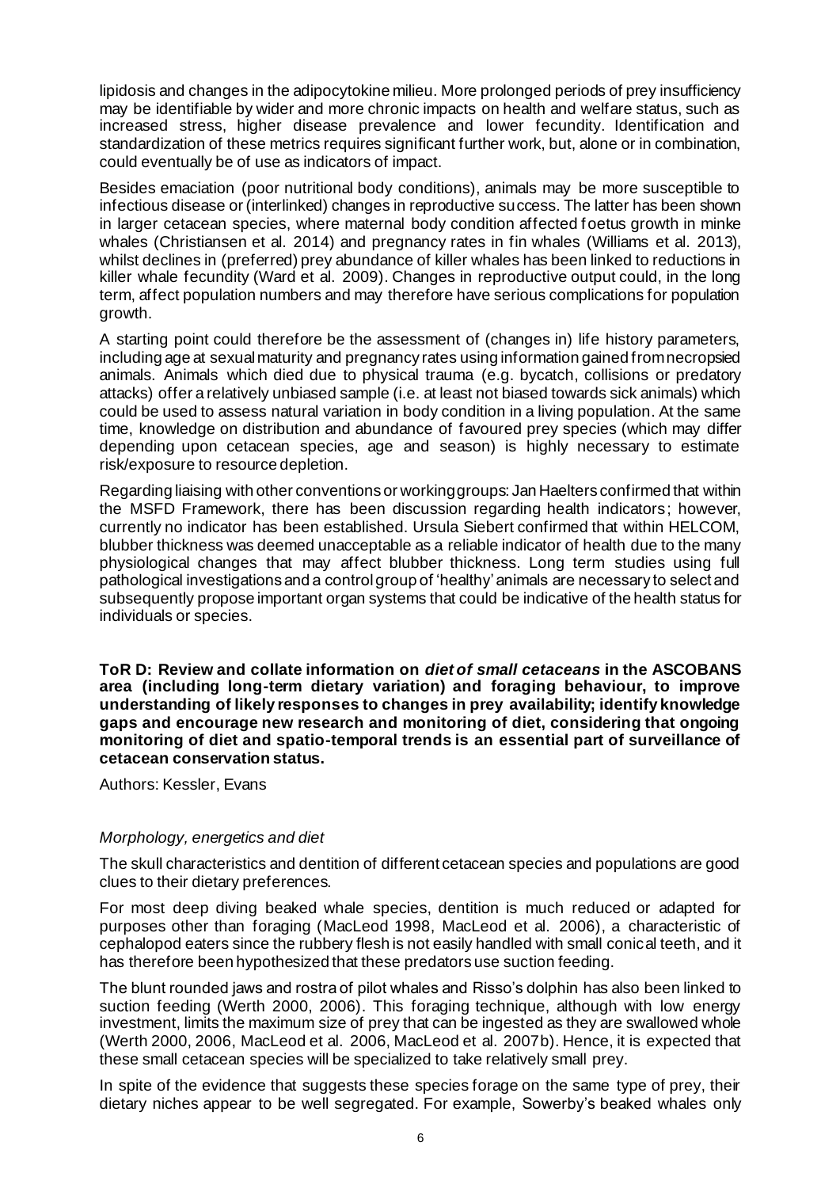lipidosis and changes in the adipocytokine milieu. More prolonged periods of prey insufficiency may be identifiable by wider and more chronic impacts on health and welfare status, such as increased stress, higher disease prevalence and lower fecundity. Identification and standardization of these metrics requires significant further work, but, alone or in combination, could eventually be of use as indicators of impact.

Besides emaciation (poor nutritional body conditions), animals may be more susceptible to infectious disease or (interlinked) changes in reproductive success. The latter has been shown in larger cetacean species, where maternal body condition affected foetus growth in minke whales (Christiansen et al. 2014) and pregnancy rates in fin whales (Williams et al. 2013), whilst declines in (preferred) prey abundance of killer whales has been linked to reductions in killer whale fecundity (Ward et al. 2009). Changes in reproductive output could, in the long term, affect population numbers and may therefore have serious complications for population growth.

A starting point could therefore be the assessment of (changes in) life history parameters, including age at sexual maturity and pregnancy rates using information gained from necropsied animals. Animals which died due to physical trauma (e.g. bycatch, collisions or predatory attacks) offer a relatively unbiased sample (i.e. at least not biased towards sick animals) which could be used to assess natural variation in body condition in a living population. At the same time, knowledge on distribution and abundance of favoured prey species (which may differ depending upon cetacean species, age and season) is highly necessary to estimate risk/exposure to resource depletion.

Regarding liaising with other conventions or working groups: Jan Haelters confirmed that within the MSFD Framework, there has been discussion regarding health indicators; however, currently no indicator has been established. Ursula Siebert confirmed that within HELCOM, blubber thickness was deemed unacceptable as a reliable indicator of health due to the many physiological changes that may affect blubber thickness. Long term studies using full pathological investigations and a control group of 'healthy' animals are necessary to select and subsequently propose important organ systems that could be indicative of the health status for individuals or species.

**ToR D: Review and collate information on *diet of small cetaceans* in the ASCOBANS area (including long-term dietary variation) and foraging behaviour, to improve understanding of likely responses to changes in prey availability; identify knowledge gaps and encourage new research and monitoring of diet, considering that ongoing monitoring of diet and spatio-temporal trends is an essential part of surveillance of cetacean conservation status.**

Authors: Kessler, Evans

*Morphology, energetics and diet*

The skull characteristics and dentition of different cetacean species and populations are good clues to their dietary preferences.

For most deep diving beaked whale species, dentition is much reduced or adapted for purposes other than foraging (MacLeod 1998, MacLeod et al. 2006), a characteristic of cephalopod eaters since the rubbery flesh is not easily handled with small conical teeth, and it has therefore been hypothesized that these predators use suction feeding.

The blunt rounded jaws and rostra of pilot whales and Risso's dolphin has also been linked to suction feeding (Werth 2000, 2006). This foraging technique, although with low energy investment, limits the maximum size of prey that can be ingested as they are swallowed whole (Werth 2000, 2006, MacLeod et al. 2006, MacLeod et al. 2007b). Hence, it is expected that these small cetacean species will be specialized to take relatively small prey.

In spite of the evidence that suggests these species forage on the same type of prey, their dietary niches appear to be well segregated. For example, Sowerby's beaked whales only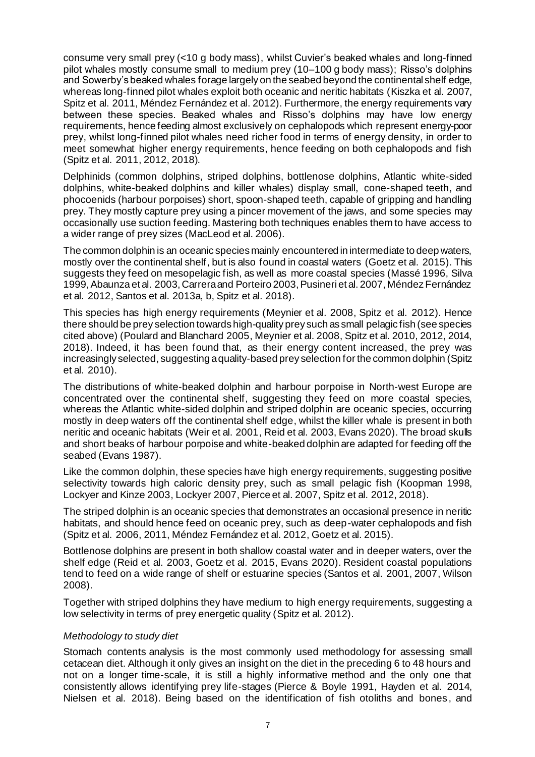consume very small prey (<10 g body mass), whilst Cuvier's beaked whales and long-finned pilot whales mostly consume small to medium prey (10–100 g body mass); Risso's dolphins and Sowerby's beaked whales forage largely on the seabed beyond the continental shelf edge, whereas long-finned pilot whales exploit both oceanic and neritic habitats (Kiszka et al. 2007, Spitz et al. 2011, Méndez Fernández et al. 2012). Furthermore, the energy requirements vary between these species. Beaked whales and Risso's dolphins may have low energy requirements, hence feeding almost exclusively on cephalopods which represent energy-poor prey, whilst long-finned pilot whales need richer food in terms of energy density, in order to meet somewhat higher energy requirements, hence feeding on both cephalopods and fish (Spitz et al. 2011, 2012, 2018).

Delphinids (common dolphins, striped dolphins, bottlenose dolphins, Atlantic white-sided dolphins, white-beaked dolphins and killer whales) display small, cone-shaped teeth, and phocoenids (harbour porpoises) short, spoon-shaped teeth, capable of gripping and handling prey. They mostly capture prey using a pincer movement of the jaws, and some species may occasionally use suction feeding. Mastering both techniques enables them to have access to a wider range of prey sizes (MacLeod et al. 2006).

The common dolphin is an oceanic species mainly encountered in intermediate to deep waters, mostly over the continental shelf, but is also found in coastal waters (Goetz et al. 2015). This suggests they feed on mesopelagic fish, as well as more coastal species (Massé 1996, Silva 1999, Abaunza et al. 2003, Carrera and Porteiro 2003, Pusineri et al. 2007, Méndez Fernández et al. 2012, Santos et al. 2013a, b, Spitz et al. 2018).

This species has high energy requirements (Meynier et al. 2008, Spitz et al. 2012). Hence there should be prey selection towards high-quality prey such as small pelagic fish (see species cited above) (Poulard and Blanchard 2005, Meynier et al. 2008, Spitz et al. 2010, 2012, 2014, 2018). Indeed, it has been found that, as their energy content increased, the prey was increasingly selected, suggesting a quality-based prey selection for the common dolphin (Spitz et al. 2010).

The distributions of white-beaked dolphin and harbour porpoise in North-west Europe are concentrated over the continental shelf, suggesting they feed on more coastal species, whereas the Atlantic white-sided dolphin and striped dolphin are oceanic species, occurring mostly in deep waters off the continental shelf edge, whilst the killer whale is present in both neritic and oceanic habitats (Weir et al. 2001, Reid et al. 2003, Evans 2020). The broad skulls and short beaks of harbour porpoise and white-beaked dolphin are adapted for feeding off the seabed (Evans 1987).

Like the common dolphin, these species have high energy requirements, suggesting positive selectivity towards high caloric density prey, such as small pelagic fish (Koopman 1998, Lockyer and Kinze 2003, Lockyer 2007, Pierce et al. 2007, Spitz et al. 2012, 2018).

The striped dolphin is an oceanic species that demonstrates an occasional presence in neritic habitats, and should hence feed on oceanic prey, such as deep-water cephalopods and fish (Spitz et al. 2006, 2011, Méndez Fernández et al. 2012, Goetz et al. 2015).

Bottlenose dolphins are present in both shallow coastal water and in deeper waters, over the shelf edge (Reid et al. 2003, Goetz et al. 2015, Evans 2020). Resident coastal populations tend to feed on a wide range of shelf or estuarine species (Santos et al. 2001, 2007, Wilson 2008).

Together with striped dolphins they have medium to high energy requirements, suggesting a low selectivity in terms of prey energetic quality (Spitz et al. 2012).

### *Methodology to study diet*

Stomach contents analysis is the most commonly used methodology for assessing small cetacean diet. Although it only gives an insight on the diet in the preceding 6 to 48 hours and not on a longer time-scale, it is still a highly informative method and the only one that consistently allows identifying prey life-stages (Pierce & Boyle 1991, Hayden et al. 2014, Nielsen et al. 2018). Being based on the identification of fish otoliths and bones, and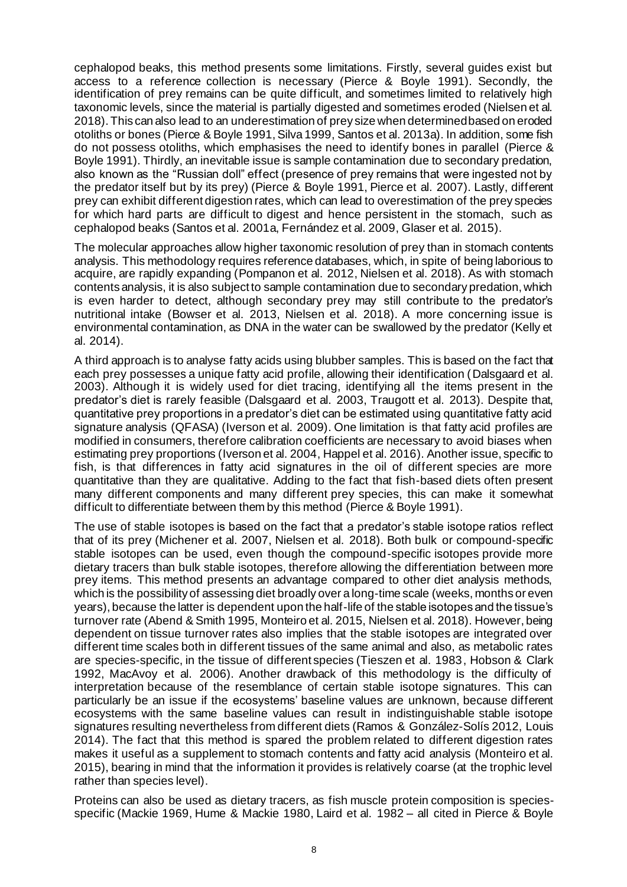cephalopod beaks, this method presents some limitations. Firstly, several guides exist but access to a reference collection is necessary (Pierce & Boyle 1991). Secondly, the identification of prey remains can be quite difficult, and sometimes limited to relatively high taxonomic levels, since the material is partially digested and sometimes eroded (Nielsen et al. 2018). This can also lead to an underestimation of prey size when determined based on eroded otoliths or bones (Pierce & Boyle 1991, Silva 1999, Santos et al. 2013a). In addition, some fish do not possess otoliths, which emphasises the need to identify bones in parallel (Pierce & Boyle 1991). Thirdly, an inevitable issue is sample contamination due to secondary predation, also known as the "Russian doll" effect (presence of prey remains that were ingested not by the predator itself but by its prey) (Pierce & Boyle 1991, Pierce et al. 2007). Lastly, different prey can exhibit different digestion rates, which can lead to overestimation of the prey species for which hard parts are difficult to digest and hence persistent in the stomach, such as cephalopod beaks (Santos et al. 2001a, Fernández et al. 2009, Glaser et al. 2015).

The molecular approaches allow higher taxonomic resolution of prey than in stomach contents analysis. This methodology requires reference databases, which, in spite of being laborious to acquire, are rapidly expanding (Pompanon et al. 2012, Nielsen et al. 2018). As with stomach contents analysis, it is also subject to sample contamination due to secondary predation, which is even harder to detect, although secondary prey may still contribute to the predator's nutritional intake (Bowser et al. 2013, Nielsen et al. 2018). A more concerning issue is environmental contamination, as DNA in the water can be swallowed by the predator (Kelly et al. 2014).

A third approach is to analyse fatty acids using blubber samples. This is based on the fact that each prey possesses a unique fatty acid profile, allowing their identification (Dalsgaard et al. 2003). Although it is widely used for diet tracing, identifying all the items present in the predator's diet is rarely feasible (Dalsgaard et al. 2003, Traugott et al. 2013). Despite that, quantitative prey proportions in a predator's diet can be estimated using quantitative fatty acid signature analysis (QFASA) (Iverson et al. 2009). One limitation is that fatty acid profiles are modified in consumers, therefore calibration coefficients are necessary to avoid biases when estimating prey proportions (Iverson et al. 2004, Happel et al. 2016). Another issue, specific to fish, is that differences in fatty acid signatures in the oil of different species are more quantitative than they are qualitative. Adding to the fact that fish-based diets often present many different components and many different prey species, this can make it somewhat difficult to differentiate between them by this method (Pierce & Boyle 1991).

The use of stable isotopes is based on the fact that a predator's stable isotope ratios reflect that of its prey (Michener et al. 2007, Nielsen et al. 2018). Both bulk or compound-specific stable isotopes can be used, even though the compound-specific isotopes provide more dietary tracers than bulk stable isotopes, therefore allowing the differentiation between more prey items. This method presents an advantage compared to other diet analysis methods, which is the possibility of assessing diet broadly over a long-time scale (weeks, months or even years), because the latter is dependent upon the half-life of the stable isotopes and the tissue's turnover rate (Abend & Smith 1995, Monteiro et al. 2015, Nielsen et al. 2018). However, being dependent on tissue turnover rates also implies that the stable isotopes are integrated over different time scales both in different tissues of the same animal and also, as metabolic rates are species-specific, in the tissue of different species (Tieszen et al. 1983, Hobson & Clark 1992, MacAvoy et al. 2006). Another drawback of this methodology is the difficulty of interpretation because of the resemblance of certain stable isotope signatures. This can particularly be an issue if the ecosystems' baseline values are unknown, because different ecosystems with the same baseline values can result in indistinguishable stable isotope signatures resulting nevertheless from different diets (Ramos & González-Solís 2012, Louis 2014). The fact that this method is spared the problem related to different digestion rates makes it useful as a supplement to stomach contents and fatty acid analysis (Monteiro et al. 2015), bearing in mind that the information it provides is relatively coarse (at the trophic level rather than species level).

Proteins can also be used as dietary tracers, as fish muscle protein composition is species-specific (Mackie 1969, Hume & Mackie 1980, Laird et al. 1982 – all cited in Pierce & Boyle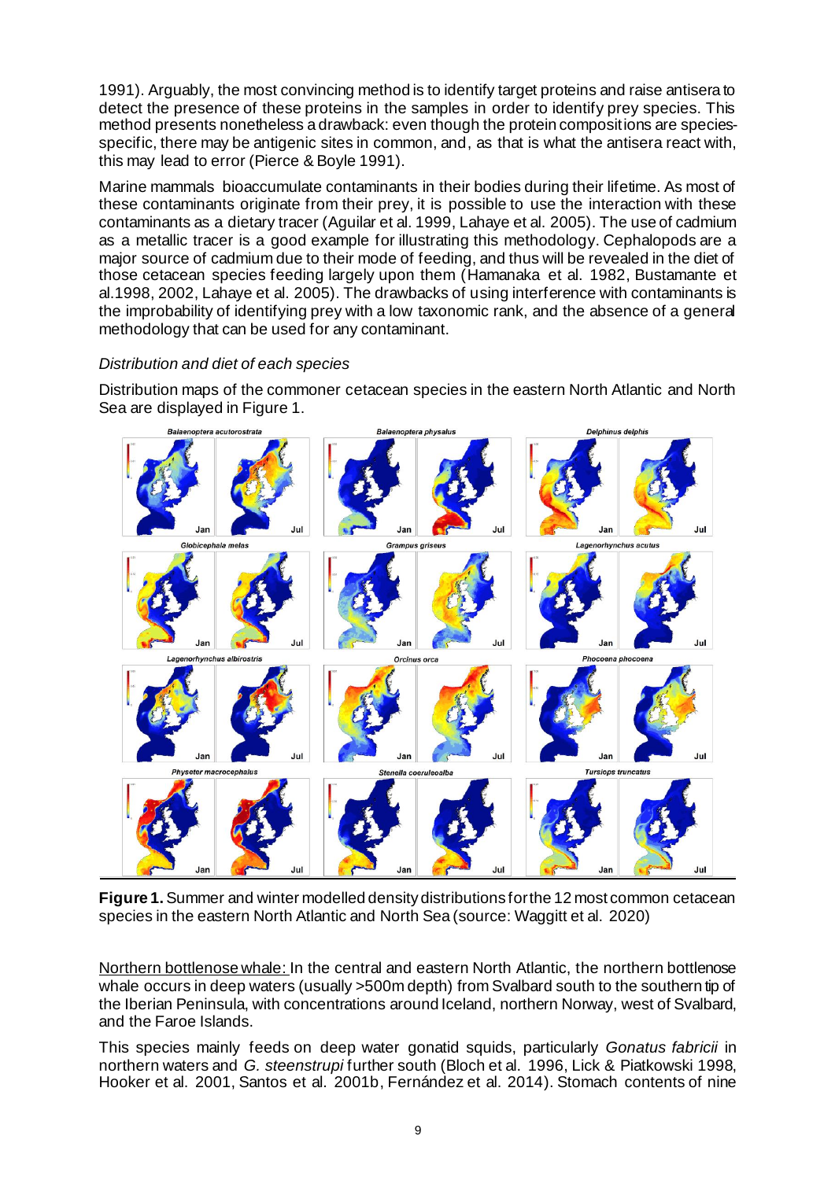1991). Arguably, the most convincing method is to identify target proteins and raise antisera to detect the presence of these proteins in the samples in order to identify prey species. This method presents nonetheless a drawback: even though the protein compositions are species-specific, there may be antigenic sites in common, and, as that is what the antisera react with, this may lead to error (Pierce & Boyle 1991).

Marine mammals bioaccumulate contaminants in their bodies during their lifetime. As most of these contaminants originate from their prey, it is possible to use the interaction with these contaminants as a dietary tracer (Aguilar et al. 1999, Lahaye et al. 2005). The use of cadmium as a metallic tracer is a good example for illustrating this methodology. Cephalopods are a major source of cadmium due to their mode of feeding, and thus will be revealed in the diet of those cetacean species feeding largely upon them (Hamanaka et al. 1982, Bustamante et al.1998, 2002, Lahaye et al. 2005). The drawbacks of using interference with contaminants is the improbability of identifying prey with a low taxonomic rank, and the absence of a general methodology that can be used for any contaminant.

*Distribution and diet of each species*

Distribution maps of the commoner cetacean species in the eastern North Atlantic and North Sea are displayed in Figure 1.

**Figure 1.** Summer and winter modelled density distributions for the 12 most common cetacean species in the eastern North Atlantic and North Sea (source: Waggitt et al. 2020)

Northern bottlenose whale: In the central and eastern North Atlantic, the northern bottlenose whale occurs in deep waters (usually >500m depth) from Svalbard south to the southern tip of the Iberian Peninsula, with concentrations around Iceland, northern Norway, west of Svalbard, and the Faroe Islands.

This species mainly feeds on deep water gonatid squids, particularly *Gonatus fabricii* in northern waters and *G. steenstrupi* further south (Bloch et al. 1996, Lick & Piatkowski 1998, Hooker et al. 2001, Santos et al. 2001b, Fernández et al. 2014). Stomach contents of nine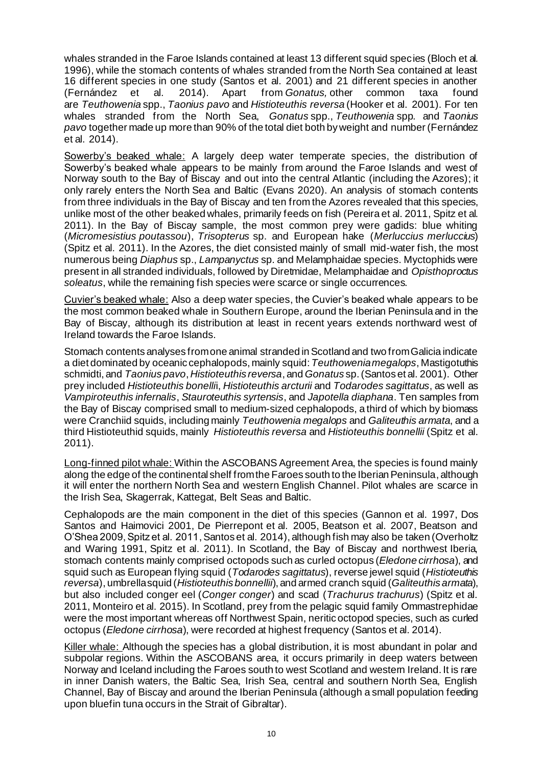whales stranded in the Faroe Islands contained at least 13 different squid species (Bloch et al. 1996), while the stomach contents of whales stranded from the North Sea contained at least 16 different species in one study (Santos et al. 2001) and 21 different species in another (Fernández et al. 2014). Apart from *Gonatus,* other common taxa found are *Teuthowenia* spp., *Taonius pavo* and *Histioteuthis reversa* (Hooker et al. 2001). For ten whales stranded from the North Sea, *Gonatus* spp., *Teuthowenia* spp. and *Taonius pavo* together made up more than 90% of the total diet both by weight and number (Fernández et al. 2014).

Sowerby's beaked whale: A largely deep water temperate species, the distribution of Sowerby's beaked whale appears to be mainly from around the Faroe Islands and west of Norway south to the Bay of Biscay and out into the central Atlantic (including the Azores); it only rarely enters the North Sea and Baltic (Evans 2020). An analysis of stomach contents from three individuals in the Bay of Biscay and ten from the Azores revealed that this species, unlike most of the other beaked whales, primarily feeds on fish (Pereira et al. 2011, Spitz et al. 2011). In the Bay of Biscay sample, the most common prey were gadids: blue whiting (*Micromesistius poutassou*), *Trisopterus* sp. and European hake (*Merluccius merluccius*) (Spitz et al. 2011). In the Azores, the diet consisted mainly of small mid-water fish, the most numerous being *Diaphus* sp., *Lampanyctus* sp. and Melamphaidae species. Myctophids were present in all stranded individuals, followed by Diretmidae, Melamphaidae and *Opisthoproctus soleatus*, while the remaining fish species were scarce or single occurrences.

Cuvier's beaked whale: Also a deep water species, the Cuvier's beaked whale appears to be the most common beaked whale in Southern Europe, around the Iberian Peninsula and in the Bay of Biscay, although its distribution at least in recent years extends northward west of Ireland towards the Faroe Islands.

Stomach contents analyses from one animal stranded in Scotland and two from Galicia indicate a diet dominated by oceanic cephalopods, mainly squid: *Teuthowenia megalops*, Mastigotuthis schmidti, and *Taonius pavo*, *Histioteuthis reversa*, and *Gonatus* sp. (Santos et al. 2001). Other prey included *Histioteuthis bonelli*i, *Histioteuthis arcturii* and *Todarodes sagittatus*, as well as *Vampiroteuthis infernalis*, *Stauroteuthis syrtensis*, and *Japotella diaphana*. Ten samples from the Bay of Biscay comprised small to medium-sized cephalopods, a third of which by biomass were Cranchiid squids, including mainly *Teuthowenia megalops* and *Galiteuthis armata*, and a third Histioteuthid squids, mainly *Histioteuthis reversa* and *Histioteuthis bonnellii* (Spitz et al. 2011).

Long-finned pilot whale: Within the ASCOBANS Agreement Area, the species is found mainly along the edge of the continental shelf from the Faroes south to the Iberian Peninsula, although it will enter the northern North Sea and western English Channel. Pilot whales are scarce in the Irish Sea, Skagerrak, Kattegat, Belt Seas and Baltic.

Cephalopods are the main component in the diet of this species (Gannon et al. 1997, Dos Santos and Haimovici 2001, De Pierrepont et al. 2005, Beatson et al. 2007, Beatson and O'Shea 2009, Spitz et al. 2011, Santos et al. 2014), although fish may also be taken (Overholtz and Waring 1991, Spitz et al. 2011). In Scotland, the Bay of Biscay and northwest Iberia, stomach contents mainly comprised octopods such as curled octopus (*Eledone cirrhosa*), and squid such as European flying squid (*Todarodes sagittatus*), reverse jewel squid (*Histioteuthis reversa*), umbrella squid (*Histioteuthis bonnellii*), and armed cranch squid (*Galiteuthis armata*), but also included conger eel (*Conger conger*) and scad (*Trachurus trachurus*) (Spitz et al. 2011, Monteiro et al. 2015). In Scotland, prey from the pelagic squid family Ommastrephidae were the most important whereas off Northwest Spain, neritic octopod species, such as curled octopus (*Eledone cirrhosa*), were recorded at highest frequency (Santos et al. 2014).

Killer whale: Although the species has a global distribution, it is most abundant in polar and subpolar regions. Within the ASCOBANS area, it occurs primarily in deep waters between Norway and Iceland including the Faroes south to west Scotland and western Ireland. It is rare in inner Danish waters, the Baltic Sea, Irish Sea, central and southern North Sea, English Channel, Bay of Biscay and around the Iberian Peninsula (although a small population feeding upon bluefin tuna occurs in the Strait of Gibraltar).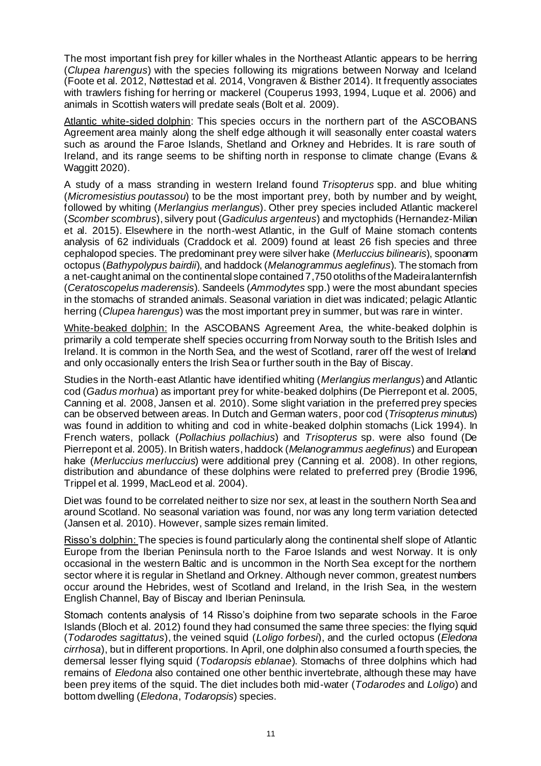The most important fish prey for killer whales in the Northeast Atlantic appears to be herring (*Clupea harengus*) with the species following its migrations between Norway and Iceland (Foote et al. 2012, Nøttestad et al. 2014, Vongraven & Bisther 2014). It frequently associates with trawlers fishing for herring or mackerel (Couperus 1993, 1994, Luque et al. 2006) and animals in Scottish waters will predate seals (Bolt et al. 2009).

Atlantic white-sided dolphin: This species occurs in the northern part of the ASCOBANS Agreement area mainly along the shelf edge although it will seasonally enter coastal waters such as around the Faroe Islands, Shetland and Orkney and Hebrides. It is rare south of Ireland, and its range seems to be shifting north in response to climate change (Evans & Waggitt 2020).

A study of a mass stranding in western Ireland found *Trisopterus* spp. and blue whiting (*Micromesistius poutassou*) to be the most important prey, both by number and by weight, followed by whiting (*Merlangius merlangus*). Other prey species included Atlantic mackerel (*Scomber scombrus*), silvery pout (*Gadiculus argenteus*) and myctophids (Hernandez-Milian et al. 2015). Elsewhere in the north-west Atlantic, in the Gulf of Maine stomach contents analysis of 62 individuals (Craddock et al. 2009) found at least 26 fish species and three cephalopod species. The predominant prey were silver hake (*Merluccius bilinearis*), spoonarm octopus (*Bathypolypus bairdii*), and haddock (*Melanogrammus aeglefinus*). The stomach from a net-caught animal on the continental slope contained 7,750 otoliths of the Madeira lanternfish (*Ceratoscopelus maderensis*). Sandeels (*Ammodytes* spp.) were the most abundant species in the stomachs of stranded animals. Seasonal variation in diet was indicated; pelagic Atlantic herring (*Clupea harengus*) was the most important prey in summer, but was rare in winter.

White-beaked dolphin: In the ASCOBANS Agreement Area, the white-beaked dolphin is primarily a cold temperate shelf species occurring from Norway south to the British Isles and Ireland. It is common in the North Sea, and the west of Scotland, rarer off the west of Ireland and only occasionally enters the Irish Sea or further south in the Bay of Biscay.

Studies in the North-east Atlantic have identified whiting (*Merlangius merlangus*) and Atlantic cod (*Gadus morhua*) as important prey for white-beaked dolphins (De Pierrepont et al. 2005, Canning et al. 2008, Jansen et al. 2010). Some slight variation in the preferred prey species can be observed between areas. In Dutch and German waters, poor cod (*Trisopterus minutus*) was found in addition to whiting and cod in white-beaked dolphin stomachs (Lick 1994). In French waters, pollack (*Pollachius pollachius*) and *Trisopterus* sp. were also found (De Pierrepont et al. 2005). In British waters, haddock (*Melanogrammus aeglefinus*) and European hake (*Merluccius merluccius*) were additional prey (Canning et al. 2008). In other regions, distribution and abundance of these dolphins were related to preferred prey (Brodie 1996, Trippel et al. 1999, MacLeod et al. 2004).

Diet was found to be correlated neither to size nor sex, at least in the southern North Sea and around Scotland. No seasonal variation was found, nor was any long term variation detected (Jansen et al. 2010). However, sample sizes remain limited.

Risso's dolphin: The species is found particularly along the continental shelf slope of Atlantic Europe from the Iberian Peninsula north to the Faroe Islands and west Norway. It is only occasional in the western Baltic and is uncommon in the North Sea except for the northern sector where it is regular in Shetland and Orkney. Although never common, greatest numbers occur around the Hebrides, west of Scotland and Ireland, in the Irish Sea, in the western English Channel, Bay of Biscay and Iberian Peninsula.

Stomach contents analysis of 14 Risso's doiphine from two separate schools in the Faroe Islands (Bloch et al. 2012) found they had consumed the same three species: the flying squid (*Todarodes sagittatus*), the veined squid (*Loligo forbesi*), and the curled octopus (*Eledona cirrhosa*), but in different proportions. In April, one dolphin also consumed a fourth species, the demersal lesser flying squid (*Todaropsis eblanae*). Stomachs of three dolphins which had remains of *Eledona* also contained one other benthic invertebrate, although these may have been prey items of the squid. The diet includes both mid-water (*Todarodes* and *Loligo*) and bottom dwelling (*Eledona*, *Todaropsis*) species.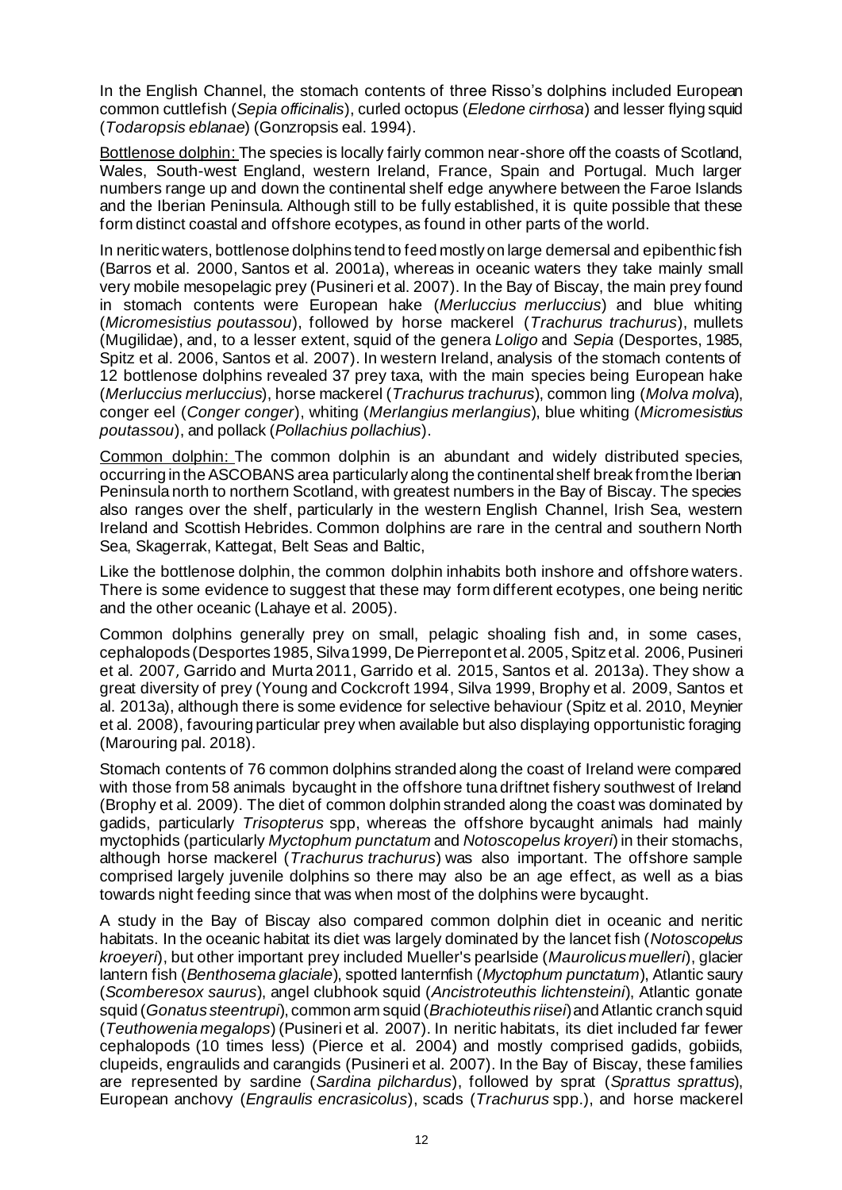In the English Channel, the stomach contents of three Risso's dolphins included European common cuttlefish (*Sepia officinalis*), curled octopus (*Eledone cirrhosa*) and lesser flying squid (*Todaropsis eblanae*) (Gonzropsis eal. 1994).

Bottlenose dolphin: The species is locally fairly common near-shore off the coasts of Scotland, Wales, South-west England, western Ireland, France, Spain and Portugal. Much larger numbers range up and down the continental shelf edge anywhere between the Faroe Islands and the Iberian Peninsula. Although still to be fully established, it is quite possible that these form distinct coastal and offshore ecotypes, as found in other parts of the world.

In neritic waters, bottlenose dolphins tend to feed mostly on large demersal and epibenthic fish (Barros et al. 2000, Santos et al. 2001a), whereas in oceanic waters they take mainly small very mobile mesopelagic prey (Pusineri et al. 2007). In the Bay of Biscay, the main prey found in stomach contents were European hake (*Merluccius merluccius*) and blue whiting (*Micromesistius poutassou*), followed by horse mackerel (*Trachurus trachurus*), mullets (Mugilidae), and, to a lesser extent, squid of the genera *Loligo* and *Sepia* (Desportes, 1985, Spitz et al. 2006, Santos et al. 2007). In western Ireland, analysis of the stomach contents of 12 bottlenose dolphins revealed 37 prey taxa, with the main species being European hake (*Merluccius merluccius*), horse mackerel (*Trachurus trachurus*), common ling (*Molva molva*), conger eel (*Conger conger*), whiting (*Merlangius merlangius*), blue whiting (*Micromesistius poutassou*), and pollack (*Pollachius pollachius*).

Common dolphin: The common dolphin is an abundant and widely distributed species, occurring in the ASCOBANS area particularly along the continental shelf break from the Iberian Peninsula north to northern Scotland, with greatest numbers in the Bay of Biscay. The species also ranges over the shelf, particularly in the western English Channel, Irish Sea, western Ireland and Scottish Hebrides. Common dolphins are rare in the central and southern North Sea, Skagerrak, Kattegat, Belt Seas and Baltic,

Like the bottlenose dolphin, the common dolphin inhabits both inshore and offshore waters. There is some evidence to suggest that these may form different ecotypes, one being neritic and the other oceanic (Lahaye et al. 2005).

Common dolphins generally prey on small, pelagic shoaling fish and, in some cases, cephalopods (Desportes 1985, Silva 1999, De Pierrepont et al. 2005, Spitz et al. 2006, Pusineri et al. 2007, Garrido and Murta 2011, Garrido et al. 2015, Santos et al. 2013a). They show a great diversity of prey (Young and Cockcroft 1994, Silva 1999, Brophy et al. 2009, Santos et al. 2013a), although there is some evidence for selective behaviour (Spitz et al. 2010, Meynier et al. 2008), favouring particular prey when available but also displaying opportunistic foraging (Marouring pal. 2018).

Stomach contents of 76 common dolphins stranded along the coast of Ireland were compared with those from 58 animals bycaught in the offshore tuna driftnet fishery southwest of Ireland (Brophy et al. 2009). The diet of common dolphin stranded along the coast was dominated by gadids, particularly *Trisopterus* spp, whereas the offshore bycaught animals had mainly myctophids (particularly *Myctophum punctatum* and *Notoscopelus kroyeri*) in their stomachs, although horse mackerel (*Trachurus trachurus*) was also important. The offshore sample comprised largely juvenile dolphins so there may also be an age effect, as well as a bias towards night feeding since that was when most of the dolphins were bycaught.

A study in the Bay of Biscay also compared common dolphin diet in oceanic and neritic habitats. In the oceanic habitat its diet was largely dominated by the lancet fish (*Notoscopelus kroeyeri*), but other important prey included Mueller's pearlside (*Maurolicus muelleri*), glacier lantern fish (*Benthosema glaciale*), spotted lanternfish (*Myctophum punctatum*), Atlantic saury (*Scomberesox saurus*), angel clubhook squid (*Ancistroteuthis lichtensteini*), Atlantic gonate squid (*Gonatus steentrupi*), common arm squid (*Brachioteuthis riisei*) and Atlantic cranch squid (*Teuthowenia megalops*) (Pusineri et al. 2007). In neritic habitats, its diet included far fewer cephalopods (10 times less) (Pierce et al. 2004) and mostly comprised gadids, gobiids, clupeids, engraulids and carangids (Pusineri et al. 2007). In the Bay of Biscay, these families are represented by sardine (*Sardina pilchardus*), followed by sprat (*Sprattus sprattus*), European anchovy (*Engraulis encrasicolus*), scads (*Trachurus* spp.), and horse mackerel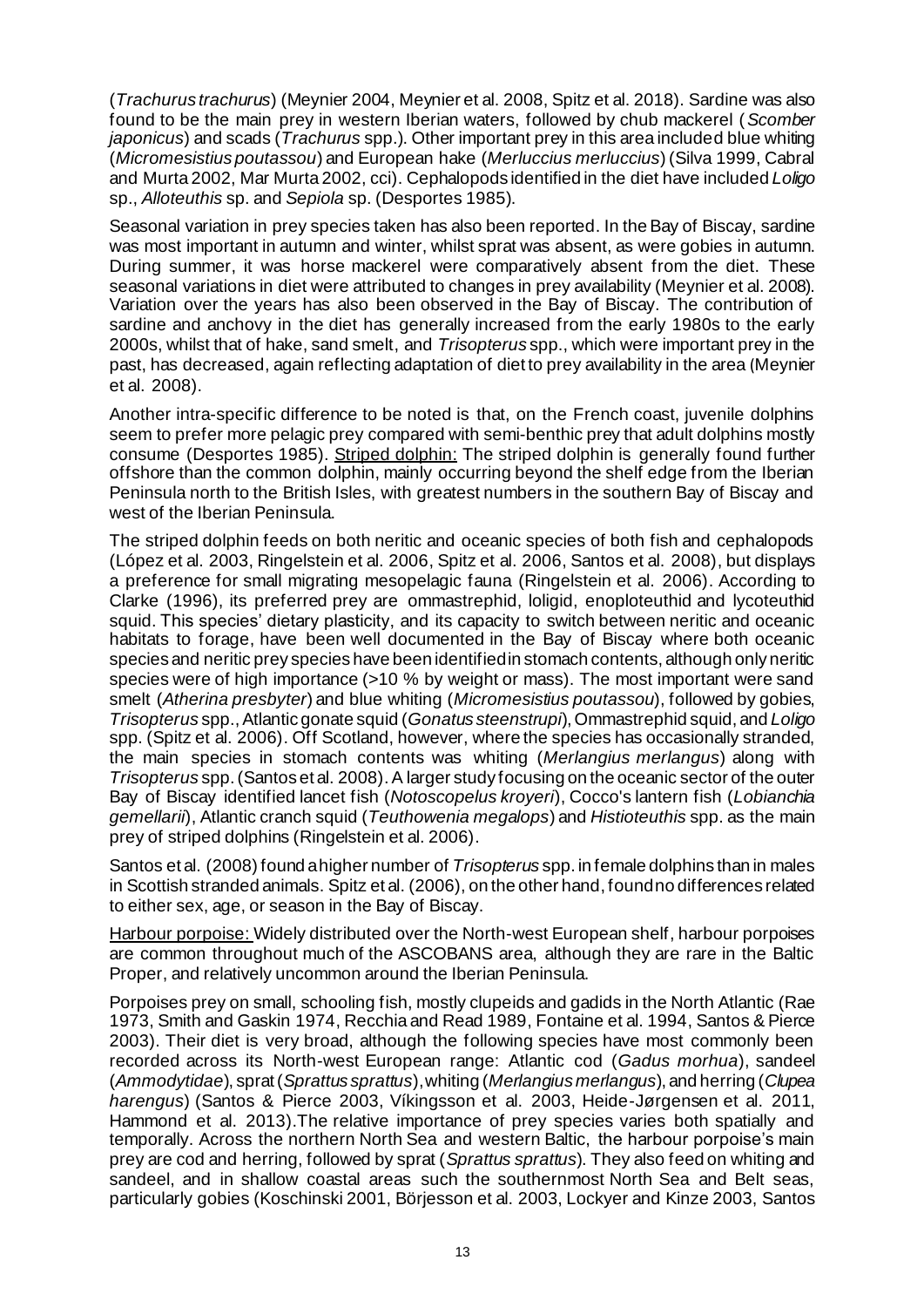(*Trachurus trachurus*) (Meynier 2004, Meynier et al. 2008, Spitz et al. 2018). Sardine was also found to be the main prey in western Iberian waters, followed by chub mackerel (*Scomber japonicus*) and scads (*Trachurus* spp.). Other important prey in this area included blue whiting (*Micromesistius poutassou*) and European hake (*Merluccius merluccius*) (Silva 1999, Cabral and Murta 2002, Mar Murta 2002, cci). Cephalopods identified in the diet have included *Loligo* sp., *Alloteuthis* sp. and *Sepiola* sp. (Desportes 1985).

Seasonal variation in prey species taken has also been reported. In the Bay of Biscay, sardine was most important in autumn and winter, whilst sprat was absent, as were gobies in autumn. During summer, it was horse mackerel were comparatively absent from the diet. These seasonal variations in diet were attributed to changes in prey availability (Meynier et al. 2008). Variation over the years has also been observed in the Bay of Biscay. The contribution of sardine and anchovy in the diet has generally increased from the early 1980s to the early 2000s, whilst that of hake, sand smelt, and *Trisopterus* spp., which were important prey in the past, has decreased, again reflecting adaptation of diet to prey availability in the area (Meynier et al. 2008).

Another intra-specific difference to be noted is that, on the French coast, juvenile dolphins seem to prefer more pelagic prey compared with semi-benthic prey that adult dolphins mostly consume (Desportes 1985). <u>Striped dolphin:</u> The striped dolphin is generally found further offshore than the common dolphin, mainly occurring beyond the shelf edge from the Iberian Peninsula north to the British Isles, with greatest numbers in the southern Bay of Biscay and west of the Iberian Peninsula.

The striped dolphin feeds on both neritic and oceanic species of both fish and cephalopods (López et al. 2003, Ringelstein et al. 2006, Spitz et al. 2006, Santos et al. 2008), but displays a preference for small migrating mesopelagic fauna (Ringelstein et al. 2006). According to Clarke (1996), its preferred prey are ommastrephid, loligid, enoploteuthid and lycoteuthid squid. This species' dietary plasticity, and its capacity to switch between neritic and oceanic habitats to forage, have been well documented in the Bay of Biscay where both oceanic species and neritic prey species have been identified in stomach contents, although only neritic species were of high importance (>10 % by weight or mass). The most important were sand smelt (*Atherina presbyter*) and blue whiting (*Micromesistius poutassou*), followed by gobies, *Trisopterus* spp., Atlantic gonate squid (*Gonatus steenstrupi*), Ommastrephid squid, and *Loligo* spp. (Spitz et al. 2006). Off Scotland, however, where the species has occasionally stranded, the main species in stomach contents was whiting (*Merlangius merlangus*) along with *Trisopterus* spp. (Santos et al. 2008). A larger study focusing on the oceanic sector of the outer Bay of Biscay identified lancet fish (*Notoscopelus kroyeri*), Cocco's lantern fish (*Lobianchia gemellarii*), Atlantic cranch squid (*Teuthowenia megalops*) and *Histioteuthis* spp. as the main prey of striped dolphins (Ringelstein et al. 2006).

Santos et al. (2008) found a higher number of *Trisopterus* spp. in female dolphins than in males in Scottish stranded animals. Spitz et al. (2006), on the other hand, found no differences related to either sex, age, or season in the Bay of Biscay.

<u>Harbour porpoise:</u> Widely distributed over the North-west European shelf, harbour porpoises are common throughout much of the ASCOBANS area, although they are rare in the Baltic Proper, and relatively uncommon around the Iberian Peninsula.

Porpoises prey on small, schooling fish, mostly clupeids and gadids in the North Atlantic (Rae 1973, Smith and Gaskin 1974, Recchia and Read 1989, Fontaine et al. 1994, Santos & Pierce 2003). Their diet is very broad, although the following species have most commonly been recorded across its North-west European range: Atlantic cod (*Gadus morhua*), sandeel (*Ammodytidae*), sprat (*Sprattus sprattus*), whiting (*Merlangius merlangus*), and herring (*Clupea harengus*) (Santos & Pierce 2003, Víkingsson et al. 2003, Heide-Jørgensen et al. 2011, Hammond et al. 2013).The relative importance of prey species varies both spatially and temporally. Across the northern North Sea and western Baltic, the harbour porpoise's main prey are cod and herring, followed by sprat (*Sprattus sprattus*). They also feed on whiting and sandeel, and in shallow coastal areas such the southernmost North Sea and Belt seas, particularly gobies (Koschinski 2001, Börjesson et al. 2003, Lockyer and Kinze 2003, Santos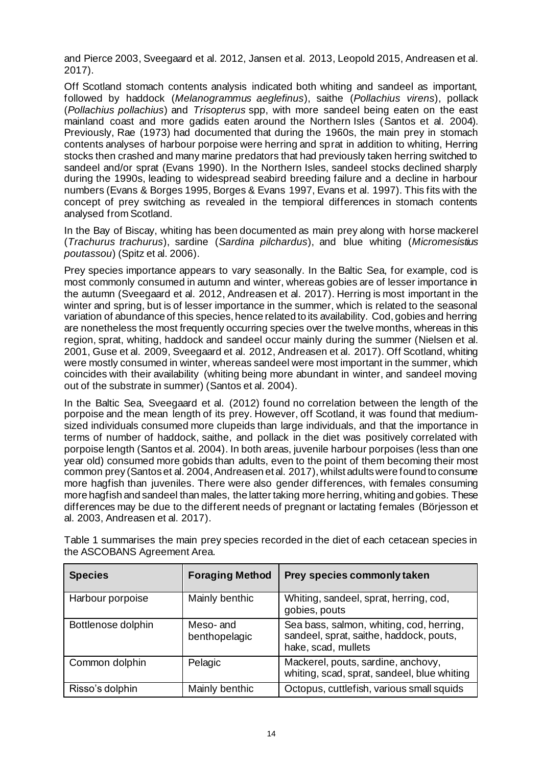and Pierce 2003, Sveegaard et al. 2012, Jansen et al. 2013, Leopold 2015, Andreasen et al. 2017).

Off Scotland stomach contents analysis indicated both whiting and sandeel as important, followed by haddock (*Melanogrammus aeglefinus*), saithe (*Pollachius virens*), pollack (*Pollachius pollachius*) and *Trisopterus* spp, with more sandeel being eaten on the east mainland coast and more gadids eaten around the Northern Isles (Santos et al. 2004). Previously, Rae (1973) had documented that during the 1960s, the main prey in stomach contents analyses of harbour porpoise were herring and sprat in addition to whiting, Herring stocks then crashed and many marine predators that had previously taken herring switched to sandeel and/or sprat (Evans 1990). In the Northern Isles, sandeel stocks declined sharply during the 1990s, leading to widespread seabird breeding failure and a decline in harbour numbers (Evans & Borges 1995, Borges & Evans 1997, Evans et al. 1997). This fits with the concept of prey switching as revealed in the tempioral differences in stomach contents analysed from Scotland.

In the Bay of Biscay, whiting has been documented as main prey along with horse mackerel (*Trachurus trachurus*), sardine (*Sardina pilchardus*), and blue whiting (*Micromesistius poutassou*) (Spitz et al. 2006).

Prey species importance appears to vary seasonally. In the Baltic Sea, for example, cod is most commonly consumed in autumn and winter, whereas gobies are of lesser importance in the autumn (Sveegaard et al. 2012, Andreasen et al. 2017). Herring is most important in the winter and spring, but is of lesser importance in the summer, which is related to the seasonal variation of abundance of this species, hence related to its availability. Cod, gobies and herring are nonetheless the most frequently occurring species over the twelve months, whereas in this region, sprat, whiting, haddock and sandeel occur mainly during the summer (Nielsen et al. 2001, Guse et al. 2009, Sveegaard et al. 2012, Andreasen et al. 2017). Off Scotland, whiting were mostly consumed in winter, whereas sandeel were most important in the summer, which coincides with their availability (whiting being more abundant in winter, and sandeel moving out of the substrate in summer) (Santos et al. 2004).

In the Baltic Sea, Sveegaard et al. (2012) found no correlation between the length of the porpoise and the mean length of its prey. However, off Scotland, it was found that medium-sized individuals consumed more clupeids than large individuals, and that the importance in terms of number of haddock, saithe, and pollack in the diet was positively correlated with porpoise length (Santos et al. 2004). In both areas, juvenile harbour porpoises (less than one year old) consumed more gobids than adults, even to the point of them becoming their most common prey (Santos et al. 2004, Andreasen et al. 2017), whilst adults were found to consume more hagfish than juveniles. There were also gender differences, with females consuming more hagfish and sandeel than males, the latter taking more herring, whiting and gobies. These differences may be due to the different needs of pregnant or lactating females (Börjesson et al. 2003, Andreasen et al. 2017).

Table 1 summarises the main prey species recorded in the diet of each cetacean species in the ASCOBANS Agreement Area.

| Species | Foraging Method | Prey species commonly taken |
|---|---|---|
| Harbour porpoise | Mainly benthic | Whiting, sandeel, sprat, herring, cod, gobies, pouts |
| Bottlenose dolphin | Meso- and benthopelagic | Sea bass, salmon, whiting, cod, herring, sandeel, sprat, saithe, haddock, pouts, hake, scad, mullets |
| Common dolphin | Pelagic | Mackerel, pouts, sardine, anchovy, whiting, scad, sprat, sandeel, blue whiting |
| Risso's dolphin | Mainly benthic | Octopus, cuttlefish, various small squids |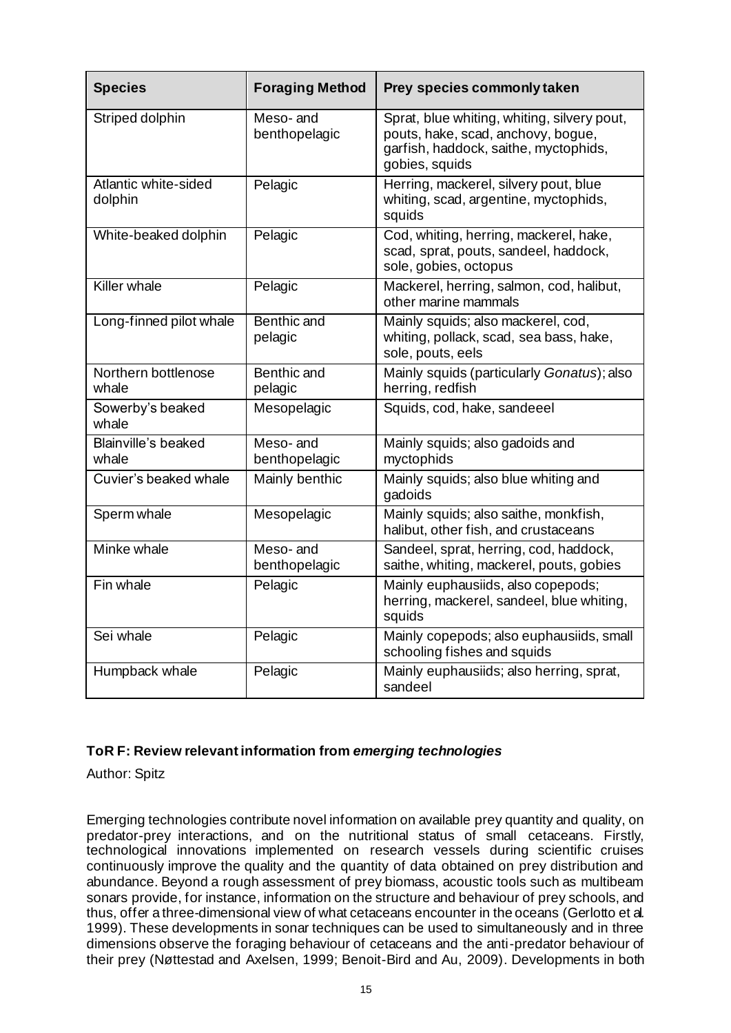| Species | Foraging Method | Prey species commonly taken |
| --- | --- | --- |
| Striped dolphin | Meso- and benthopelagic | Sprat, blue whiting, whiting, silvery pout, pouts, hake, scad, anchovy, bogue, garfish, haddock, saithe, myctophids, gobies, squids |
| Atlantic white-sided dolphin | Pelagic | Herring, mackerel, silvery pout, blue whiting, scad, argentine, myctophids, squids |
| White-beaked dolphin | Pelagic | Cod, whiting, herring, mackerel, hake, scad, sprat, pouts, sandeel, haddock, sole, gobies, octopus |
| Killer whale | Pelagic | Mackerel, herring, salmon, cod, halibut, other marine mammals |
| Long-finned pilot whale | Benthic and pelagic | Mainly squids; also mackerel, cod, whiting, pollack, scad, sea bass, hake, sole, pouts, eels |
| Northern bottlenose whale | Benthic and pelagic | Mainly squids (particularly *Gonatus*); also herring, redfish |
| Sowerby's beaked whale | Mesopelagic | Squids, cod, hake, sandeeel |
| Blainville's beaked whale | Meso- and benthopelagic | Mainly squids; also gadoids and myctophids |
| Cuvier's beaked whale | Mainly benthic | Mainly squids; also blue whiting and gadoids |
| Sperm whale | Mesopelagic | Mainly squids; also saithe, monkfish, halibut, other fish, and crustaceans |
| Minke whale | Meso- and benthopelagic | Sandeel, sprat, herring, cod, haddock, saithe, whiting, mackerel, pouts, gobies |
| Fin whale | Pelagic | Mainly euphausiids, also copepods; herring, mackerel, sandeel, blue whiting, squids |
| Sei whale | Pelagic | Mainly copepods; also euphausiids, small schooling fishes and squids |
| Humpback whale | Pelagic | Mainly euphausiids; also herring, sprat, sandeel |

### ToR F: Review relevant information from *emerging technologies*

Author: Spitz

Emerging technologies contribute novel information on available prey quantity and quality, on predator-prey interactions, and on the nutritional status of small cetaceans. Firstly, technological innovations implemented on research vessels during scientific cruises continuously improve the quality and the quantity of data obtained on prey distribution and abundance. Beyond a rough assessment of prey biomass, acoustic tools such as multibeam sonars provide, for instance, information on the structure and behaviour of prey schools, and thus, offer a three-dimensional view of what cetaceans encounter in the oceans (Gerlotto et al. 1999). These developments in sonar techniques can be used to simultaneously and in three dimensions observe the foraging behaviour of cetaceans and the anti-predator behaviour of their prey (Nøttestad and Axelsen, 1999; Benoit-Bird and Au, 2009). Developments in both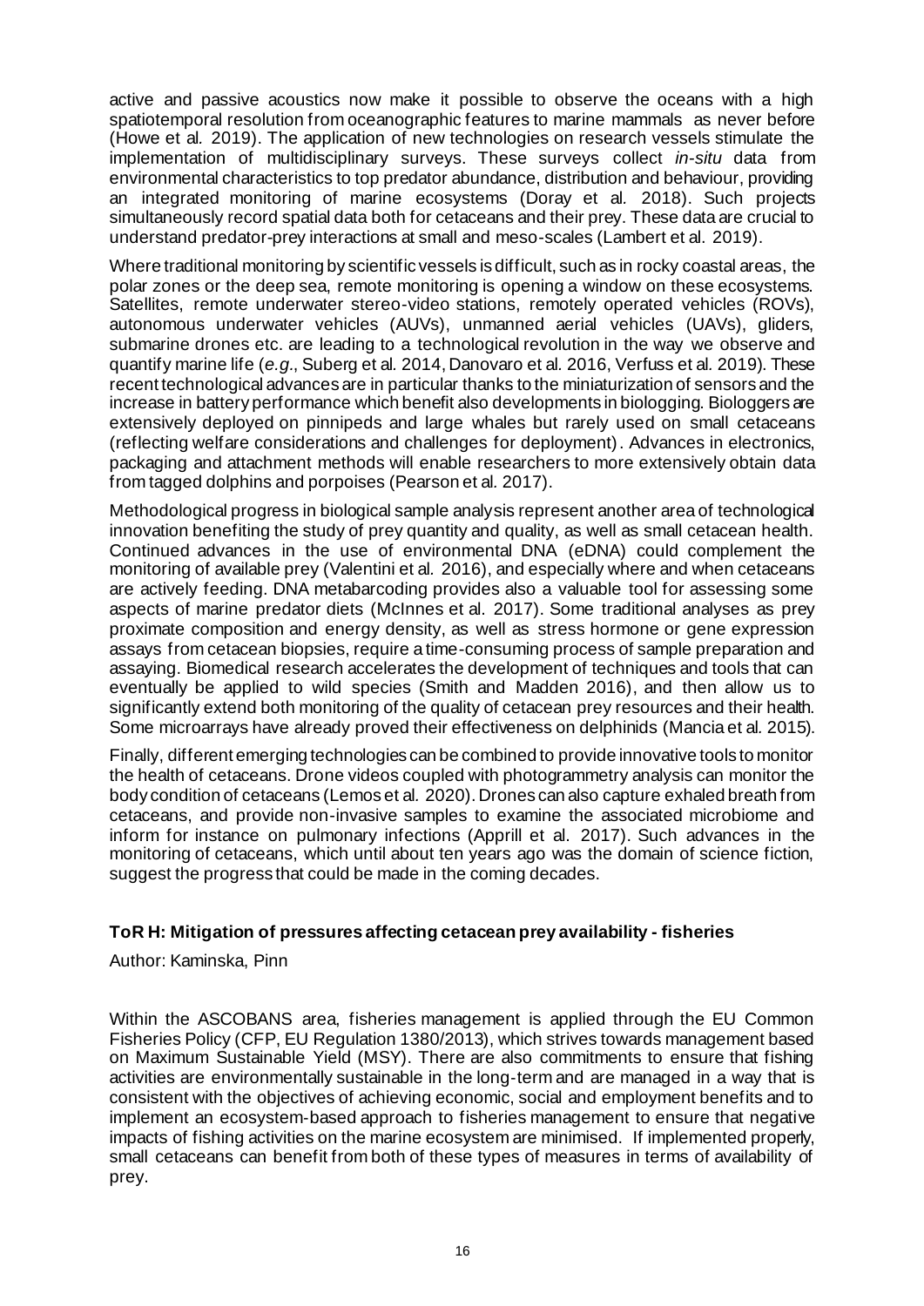active and passive acoustics now make it possible to observe the oceans with a high spatiotemporal resolution from oceanographic features to marine mammals as never before (Howe et al. 2019). The application of new technologies on research vessels stimulate the implementation of multidisciplinary surveys. These surveys collect *in-situ* data from environmental characteristics to top predator abundance, distribution and behaviour, providing an integrated monitoring of marine ecosystems (Doray et al. 2018). Such projects simultaneously record spatial data both for cetaceans and their prey. These data are crucial to understand predator-prey interactions at small and meso-scales (Lambert et al. 2019).

Where traditional monitoring by scientific vessels is difficult, such as in rocky coastal areas, the polar zones or the deep sea, remote monitoring is opening a window on these ecosystems. Satellites, remote underwater stereo-video stations, remotely operated vehicles (ROVs), autonomous underwater vehicles (AUVs), unmanned aerial vehicles (UAVs), gliders, submarine drones etc. are leading to a technological revolution in the way we observe and quantify marine life (*e.g.*, Suberg et al. 2014, Danovaro et al. 2016, Verfuss et al. 2019). These recent technological advances are in particular thanks to the miniaturization of sensors and the increase in battery performance which benefit also developments in biologging. Biologgers are extensively deployed on pinnipeds and large whales but rarely used on small cetaceans (reflecting welfare considerations and challenges for deployment). Advances in electronics, packaging and attachment methods will enable researchers to more extensively obtain data from tagged dolphins and porpoises (Pearson et al. 2017).

Methodological progress in biological sample analysis represent another area of technological innovation benefiting the study of prey quantity and quality, as well as small cetacean health. Continued advances in the use of environmental DNA (eDNA) could complement the monitoring of available prey (Valentini et al. 2016), and especially where and when cetaceans are actively feeding. DNA metabarcoding provides also a valuable tool for assessing some aspects of marine predator diets (McInnes et al. 2017). Some traditional analyses as prey proximate composition and energy density, as well as stress hormone or gene expression assays from cetacean biopsies, require a time-consuming process of sample preparation and assaying. Biomedical research accelerates the development of techniques and tools that can eventually be applied to wild species (Smith and Madden 2016), and then allow us to significantly extend both monitoring of the quality of cetacean prey resources and their health. Some microarrays have already proved their effectiveness on delphinids (Mancia et al. 2015).

Finally, different emerging technologies can be combined to provide innovative tools to monitor the health of cetaceans. Drone videos coupled with photogrammetry analysis can monitor the body condition of cetaceans (Lemos et al. 2020). Drones can also capture exhaled breath from cetaceans, and provide non-invasive samples to examine the associated microbiome and inform for instance on pulmonary infections (Apprill et al. 2017). Such advances in the monitoring of cetaceans, which until about ten years ago was the domain of science fiction, suggest the progress that could be made in the coming decades.

### ToR H: Mitigation of pressures affecting cetacean prey availability - fisheries

Author: Kaminska, Pinn

Within the ASCOBANS area, fisheries management is applied through the EU Common Fisheries Policy (CFP, EU Regulation 1380/2013), which strives towards management based on Maximum Sustainable Yield (MSY). There are also commitments to ensure that fishing activities are environmentally sustainable in the long-term and are managed in a way that is consistent with the objectives of achieving economic, social and employment benefits and to implement an ecosystem-based approach to fisheries management to ensure that negative impacts of fishing activities on the marine ecosystem are minimised. If implemented properly, small cetaceans can benefit from both of these types of measures in terms of availability of prey.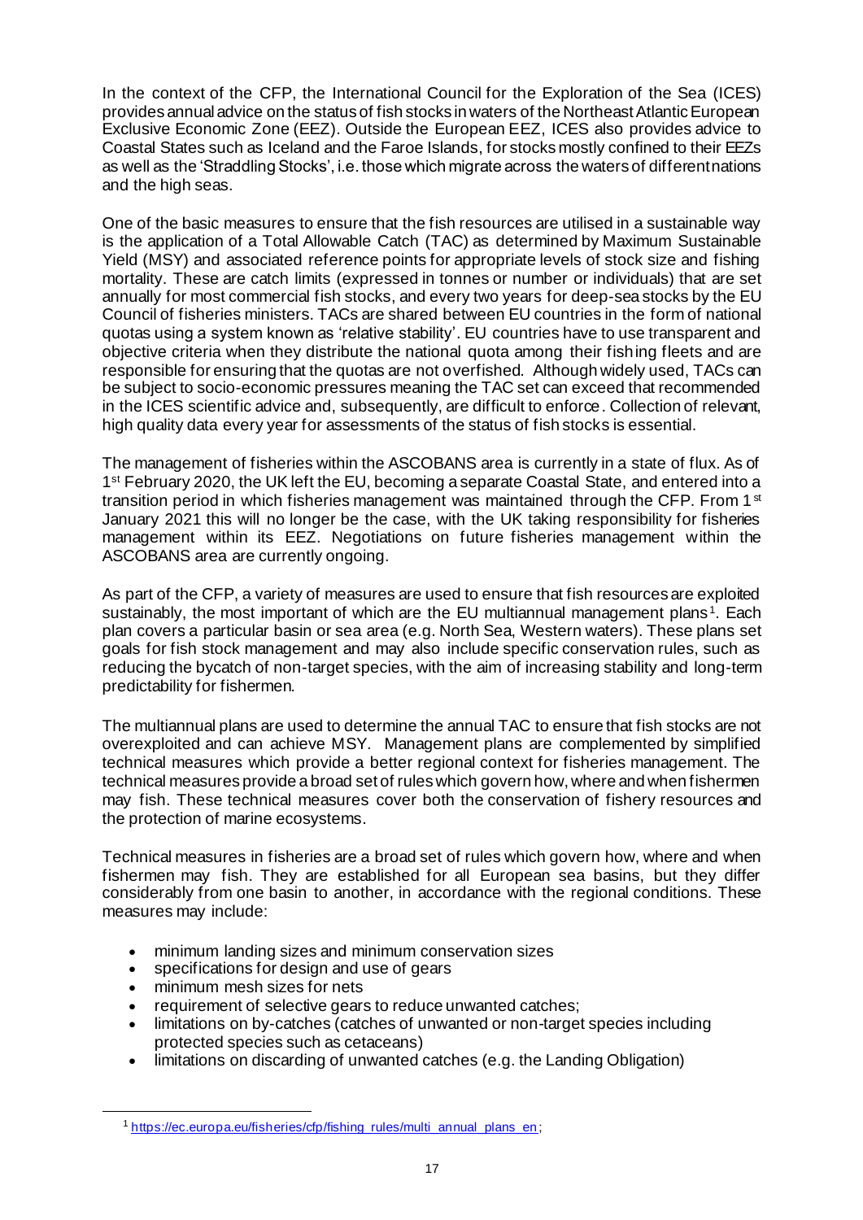In the context of the CFP, the International Council for the Exploration of the Sea (ICES) provides annual advice on the status of fish stocks in waters of the Northeast Atlantic European Exclusive Economic Zone (EEZ). Outside the European EEZ, ICES also provides advice to Coastal States such as Iceland and the Faroe Islands, for stocks mostly confined to their EEZs as well as the 'Straddling Stocks', i.e. those which migrate across the waters of different nations and the high seas.

One of the basic measures to ensure that the fish resources are utilised in a sustainable way is the application of a Total Allowable Catch (TAC) as determined by Maximum Sustainable Yield (MSY) and associated reference points for appropriate levels of stock size and fishing mortality. These are catch limits (expressed in tonnes or number or individuals) that are set annually for most commercial fish stocks, and every two years for deep-sea stocks by the EU Council of fisheries ministers. TACs are shared between EU countries in the form of national quotas using a system known as 'relative stability'. EU countries have to use transparent and objective criteria when they distribute the national quota among their fishing fleets and are responsible for ensuring that the quotas are not overfished. Although widely used, TACs can be subject to socio-economic pressures meaning the TAC set can exceed that recommended in the ICES scientific advice and, subsequently, are difficult to enforce. Collection of relevant, high quality data every year for assessments of the status of fish stocks is essential.

The management of fisheries within the ASCOBANS area is currently in a state of flux. As of 1st February 2020, the UK left the EU, becoming a separate Coastal State, and entered into a transition period in which fisheries management was maintained through the CFP. From 1st January 2021 this will no longer be the case, with the UK taking responsibility for fisheries management within its EEZ. Negotiations on future fisheries management within the ASCOBANS area are currently ongoing.

As part of the CFP, a variety of measures are used to ensure that fish resources are exploited sustainably, the most important of which are the EU multiannual management plans[1]. Each plan covers a particular basin or sea area (e.g. North Sea, Western waters). These plans set goals for fish stock management and may also include specific conservation rules, such as reducing the bycatch of non-target species, with the aim of increasing stability and long-term predictability for fishermen.

The multiannual plans are used to determine the annual TAC to ensure that fish stocks are not overexploited and can achieve MSY. Management plans are complemented by simplified technical measures which provide a better regional context for fisheries management. The technical measures provide a broad set of rules which govern how, where and when fishermen may fish. These technical measures cover both the conservation of fishery resources and the protection of marine ecosystems.

Technical measures in fisheries are a broad set of rules which govern how, where and when fishermen may fish. They are established for all European sea basins, but they differ considerably from one basin to another, in accordance with the regional conditions. These measures may include:

- minimum landing sizes and minimum conservation sizes
- specifications for design and use of gears
- minimum mesh sizes for nets
- requirement of selective gears to reduce unwanted catches;
- limitations on by-catches (catches of unwanted or non-target species including protected species such as cetaceans)
- limitations on discarding of unwanted catches (e.g. the Landing Obligation)

[1] https://ec.europa.eu/fisheries/cfp/fishing_rules/multi_annual_plans_en;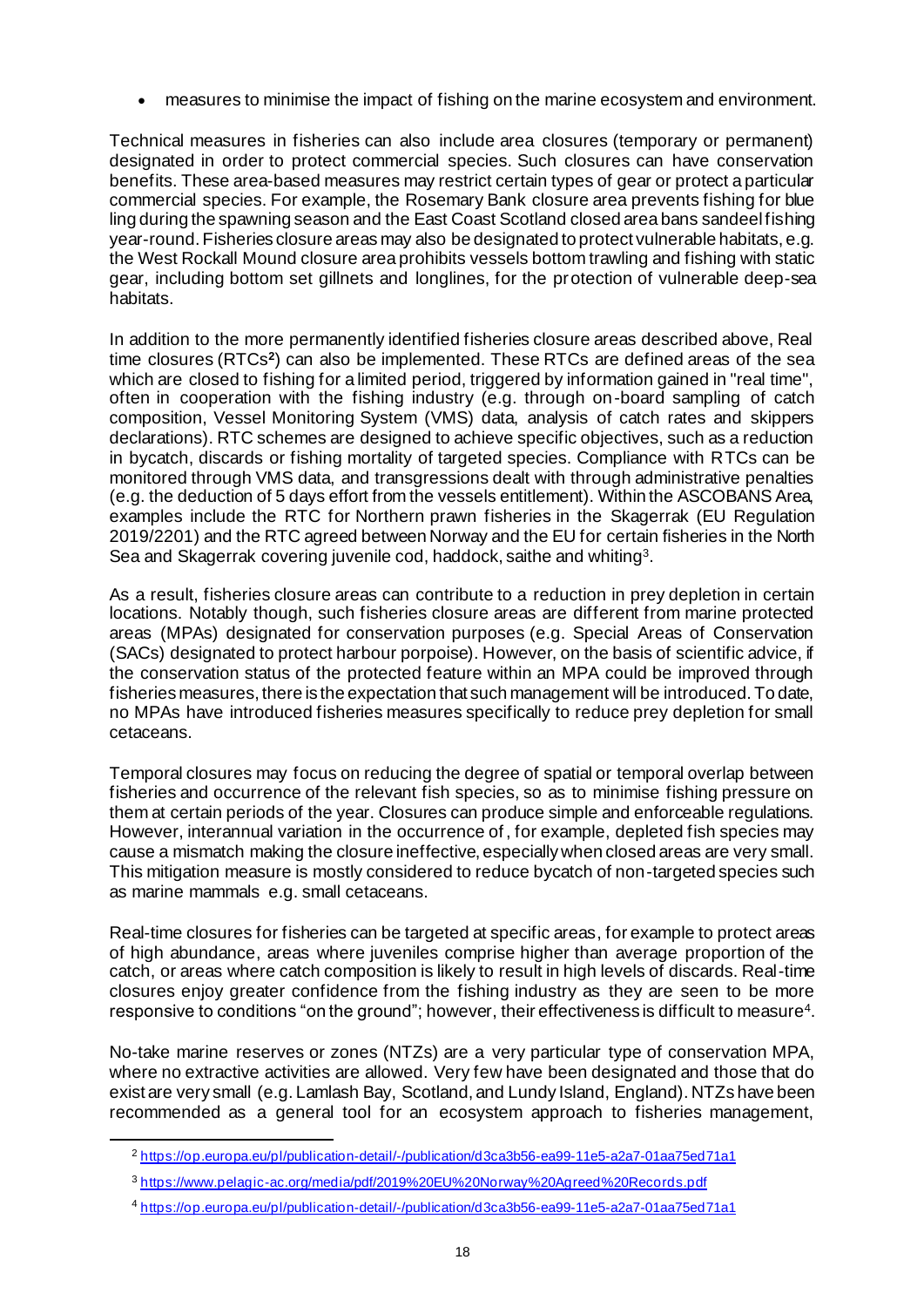- measures to minimise the impact of fishing on the marine ecosystem and environment.

Technical measures in fisheries can also include area closures (temporary or permanent) designated in order to protect commercial species. Such closures can have conservation benefits. These area-based measures may restrict certain types of gear or protect a particular commercial species. For example, the Rosemary Bank closure area prevents fishing for blue ling during the spawning season and the East Coast Scotland closed area bans sandeel fishing year-round. Fisheries closure areas may also be designated to protect vulnerable habitats, e.g. the West Rockall Mound closure area prohibits vessels bottom trawling and fishing with static gear, including bottom set gillnets and longlines, for the protection of vulnerable deep-sea habitats.

In addition to the more permanently identified fisheries closure areas described above, Real time closures (RTCs[2]) can also be implemented. These RTCs are defined areas of the sea which are closed to fishing for a limited period, triggered by information gained in "real time", often in cooperation with the fishing industry (e.g. through on-board sampling of catch composition, Vessel Monitoring System (VMS) data, analysis of catch rates and skippers declarations). RTC schemes are designed to achieve specific objectives, such as a reduction in bycatch, discards or fishing mortality of targeted species. Compliance with RTCs can be monitored through VMS data, and transgressions dealt with through administrative penalties (e.g. the deduction of 5 days effort from the vessels entitlement). Within the ASCOBANS Area, examples include the RTC for Northern prawn fisheries in the Skagerrak (EU Regulation 2019/2201) and the RTC agreed between Norway and the EU for certain fisheries in the North Sea and Skagerrak covering juvenile cod, haddock, saithe and whiting[3].

As a result, fisheries closure areas can contribute to a reduction in prey depletion in certain locations. Notably though, such fisheries closure areas are different from marine protected areas (MPAs) designated for conservation purposes (e.g. Special Areas of Conservation (SACs) designated to protect harbour porpoise). However, on the basis of scientific advice, if the conservation status of the protected feature within an MPA could be improved through fisheries measures, there is the expectation that such management will be introduced. To date, no MPAs have introduced fisheries measures specifically to reduce prey depletion for small cetaceans.

Temporal closures may focus on reducing the degree of spatial or temporal overlap between fisheries and occurrence of the relevant fish species, so as to minimise fishing pressure on them at certain periods of the year. Closures can produce simple and enforceable regulations. However, interannual variation in the occurrence of, for example, depleted fish species may cause a mismatch making the closure ineffective, especially when closed areas are very small. This mitigation measure is mostly considered to reduce bycatch of non-targeted species such as marine mammals e.g. small cetaceans.

Real-time closures for fisheries can be targeted at specific areas, for example to protect areas of high abundance, areas where juveniles comprise higher than average proportion of the catch, or areas where catch composition is likely to result in high levels of discards. Real-time closures enjoy greater confidence from the fishing industry as they are seen to be more responsive to conditions "on the ground"; however, their effectiveness is difficult to measure[4].

No-take marine reserves or zones (NTZs) are a very particular type of conservation MPA, where no extractive activities are allowed. Very few have been designated and those that do exist are very small (e.g. Lamlash Bay, Scotland, and Lundy Island, England). NTZs have been recommended as a general tool for an ecosystem approach to fisheries management,

[2] https://op.europa.eu/pl/publication-detail/-/publication/d3ca3b56-ea99-11e5-a2a7-01aa75ed71a1

[3] https://www.pelagic-ac.org/media/pdf/2019%20EU%20Norway%20Agreed%20Records.pdf

[4] https://op.europa.eu/pl/publication-detail/-/publication/d3ca3b56-ea99-11e5-a2a7-01aa75ed71a1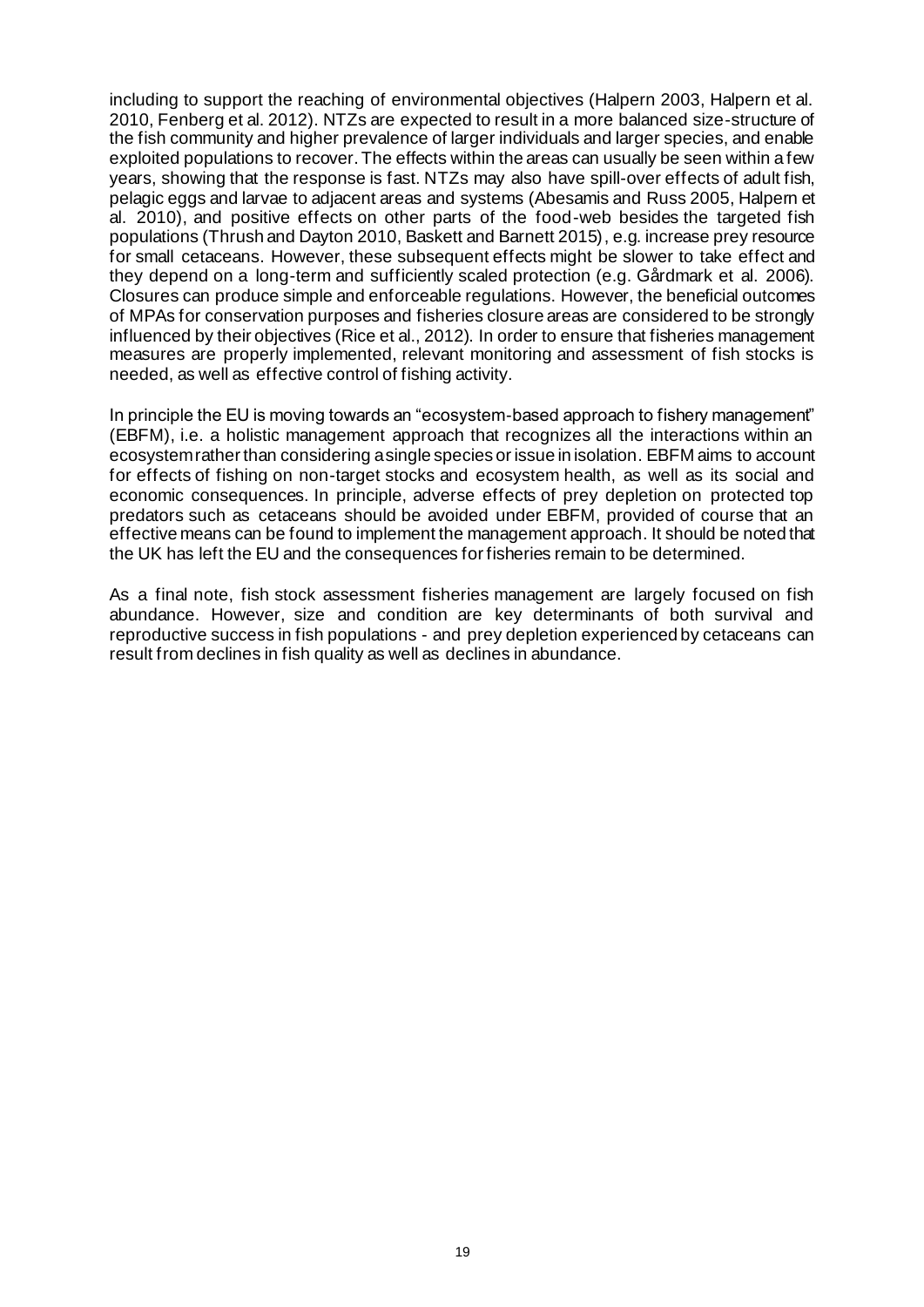including to support the reaching of environmental objectives (Halpern 2003, Halpern et al. 2010, Fenberg et al. 2012). NTZs are expected to result in a more balanced size-structure of the fish community and higher prevalence of larger individuals and larger species, and enable exploited populations to recover. The effects within the areas can usually be seen within a few years, showing that the response is fast. NTZs may also have spill-over effects of adult fish, pelagic eggs and larvae to adjacent areas and systems (Abesamis and Russ 2005, Halpern et al. 2010), and positive effects on other parts of the food-web besides the targeted fish populations (Thrush and Dayton 2010, Baskett and Barnett 2015), e.g. increase prey resource for small cetaceans. However, these subsequent effects might be slower to take effect and they depend on a long-term and sufficiently scaled protection (e.g. Gårdmark et al. 2006). Closures can produce simple and enforceable regulations. However, the beneficial outcomes of MPAs for conservation purposes and fisheries closure areas are considered to be strongly influenced by their objectives (Rice et al., 2012). In order to ensure that fisheries management measures are properly implemented, relevant monitoring and assessment of fish stocks is needed, as well as effective control of fishing activity.

In principle the EU is moving towards an "ecosystem-based approach to fishery management" (EBFM), i.e. a holistic management approach that recognizes all the interactions within an ecosystem rather than considering a single species or issue in isolation. EBFM aims to account for effects of fishing on non-target stocks and ecosystem health, as well as its social and economic consequences. In principle, adverse effects of prey depletion on protected top predators such as cetaceans should be avoided under EBFM, provided of course that an effective means can be found to implement the management approach. It should be noted that the UK has left the EU and the consequences for fisheries remain to be determined.

As a final note, fish stock assessment fisheries management are largely focused on fish abundance. However, size and condition are key determinants of both survival and reproductive success in fish populations - and prey depletion experienced by cetaceans can result from declines in fish quality as well as declines in abundance.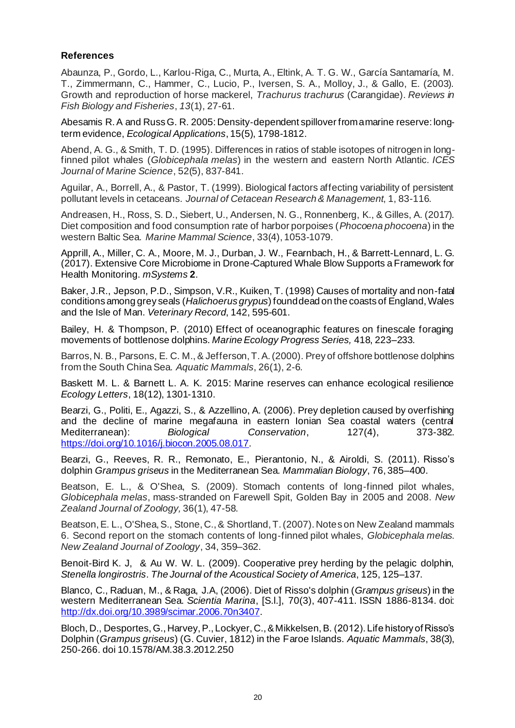### References

Abaunza, P., Gordo, L., Karlou-Riga, C., Murta, A., Eltink, A. T. G. W., García Santamaría, M. T., Zimmermann, C., Hammer, C., Lucio, P., Iversen, S. A., Molloy, J., & Gallo, E. (2003). Growth and reproduction of horse mackerel, *Trachurus trachurus* (Carangidae). *Reviews in Fish Biology and Fisheries*, *13*(1), 27-61.

Abesamis R. A and Russ G. R. 2005: Density-dependent spillover from a marine reserve: long-term evidence, *Ecological Applications*, 15(5), 1798-1812.

Abend, A. G., & Smith, T. D. (1995). Differences in ratios of stable isotopes of nitrogen in long-finned pilot whales (*Globicephala melas*) in the western and eastern North Atlantic. *ICES Journal of Marine Science*, 52(5), 837-841.

Aguilar, A., Borrell, A., & Pastor, T. (1999). Biological factors affecting variability of persistent pollutant levels in cetaceans. *Journal of Cetacean Research & Management*, 1, 83-116.

Andreasen, H., Ross, S. D., Siebert, U., Andersen, N. G., Ronnenberg, K., & Gilles, A. (2017). Diet composition and food consumption rate of harbor porpoises (*Phocoena phocoena*) in the western Baltic Sea. *Marine Mammal Science*, 33(4), 1053-1079.

Apprill, A., Miller, C. A., Moore, M. J., Durban, J. W., Fearnbach, H., & Barrett-Lennard, L. G. (2017). Extensive Core Microbiome in Drone-Captured Whale Blow Supports a Framework for Health Monitoring. *mSystems* **2**.

Baker, J.R., Jepson, P.D., Simpson, V.R., Kuiken, T. (1998) Causes of mortality and non-fatal conditions among grey seals (*Halichoerus grypus*) found dead on the coasts of England, Wales and the Isle of Man. *Veterinary Record*, 142, 595-601.

Bailey, H. & Thompson, P. (2010) Effect of oceanographic features on finescale foraging movements of bottlenose dolphins. *Marine Ecology Progress Series,* 418, 223–233.

Barros, N. B., Parsons, E. C. M., & Jefferson, T. A. (2000). Prey of offshore bottlenose dolphins from the South China Sea. *Aquatic Mammals*, 26(1), 2-6.

Baskett M. L. & Barnett L. A. K. 2015: Marine reserves can enhance ecological resilience *Ecology Letters*, 18(12), 1301-1310.

Bearzi, G., Politi, E., Agazzi, S., & Azzellino, A. (2006). Prey depletion caused by overfishing and the decline of marine megafauna in eastern Ionian Sea coastal waters (central Mediterranean): *Biological Conservation*, 127(4), 373-382. https://doi.org/10.1016/j.biocon.2005.08.017.

Bearzi, G., Reeves, R. R., Remonato, E., Pierantonio, N., & Airoldi, S. (2011). Risso's dolphin *Grampus griseus* in the Mediterranean Sea. *Mammalian Biology*, 76, 385–400.

Beatson, E. L., & O'Shea, S. (2009). Stomach contents of long-finned pilot whales, *Globicephala melas*, mass-stranded on Farewell Spit, Golden Bay in 2005 and 2008. *New Zealand Journal of Zoology,* 36(1), 47-58.

Beatson, E. L., O'Shea, S., Stone, C., & Shortland, T. (2007). Notes on New Zealand mammals 6. Second report on the stomach contents of long-finned pilot whales, *Globicephala melas*. *New Zealand Journal of Zoology*, 34, 359–362.

Benoit-Bird K. J, & Au W. W. L. (2009). Cooperative prey herding by the pelagic dolphin, *Stenella longirostris*. *The Journal of the Acoustical Society of America*, 125, 125–137.

Blanco, C., Raduan, M., & Raga, J.A, (2006). Diet of Risso's dolphin (*Grampus griseus*) in the western Mediterranean Sea. *Scientia Marina*, [S.l.], 70(3), 407-411. ISSN 1886-8134. doi: http://dx.doi.org/10.3989/scimar.2006.70n3407.

Bloch, D., Desportes, G., Harvey, P., Lockyer, C., & Mikkelsen, B. (2012). Life history of Risso's Dolphin (*Grampus griseus*) (G. Cuvier, 1812) in the Faroe Islands. *Aquatic Mammals*, 38(3), 250-266. doi 10.1578/AM.38.3.2012.250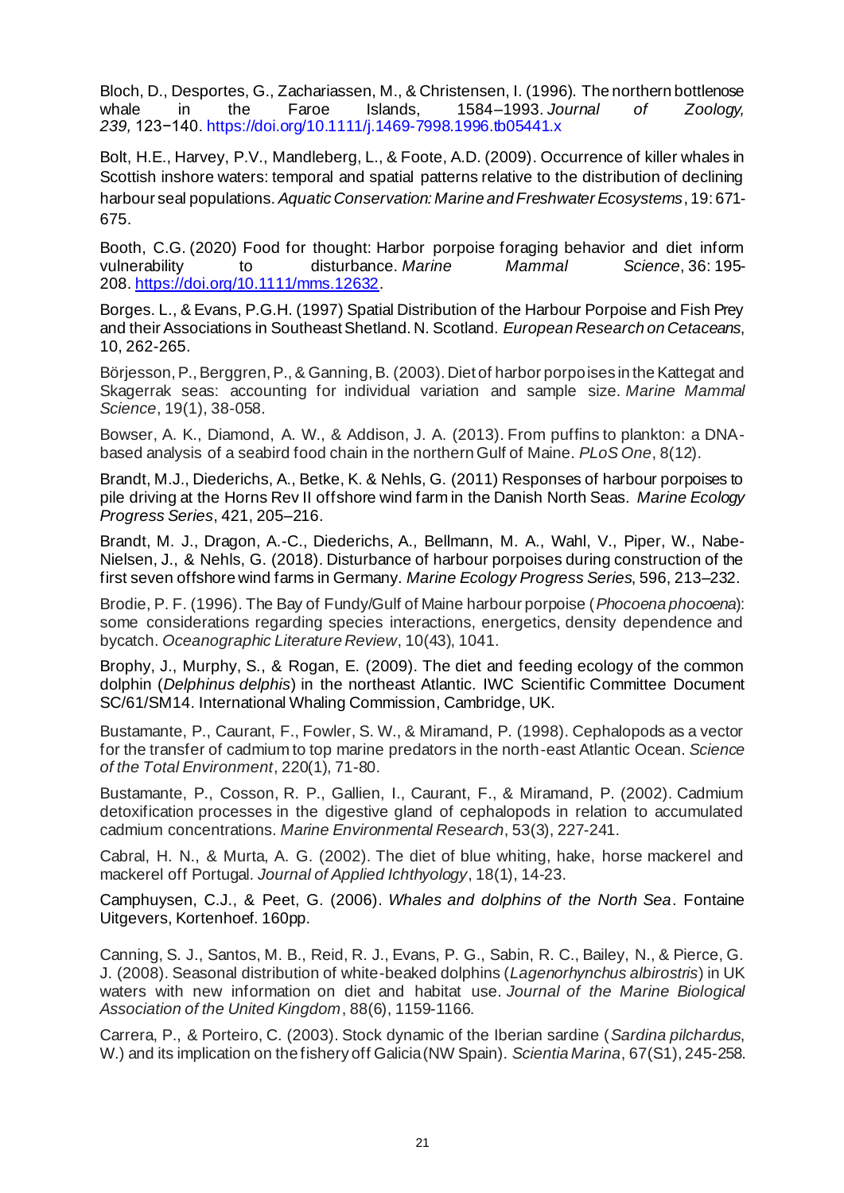Bloch, D., Desportes, G., Zachariassen, M., & Christensen, I. (1996). The northern bottlenose whale in the Faroe Islands, 1584–1993. *Journal of Zoology, 239,* 123−140. https://doi.org/10.1111/j.1469-7998.1996.tb05441.x

Bolt, H.E., Harvey, P.V., Mandleberg, L., & Foote, A.D. (2009). Occurrence of killer whales in Scottish inshore waters: temporal and spatial patterns relative to the distribution of declining harbour seal populations. *Aquatic Conservation: Marine and Freshwater Ecosystems*, 19: 671-675.

Booth, C.G. (2020) Food for thought: Harbor porpoise foraging behavior and diet inform vulnerability to disturbance. *Marine Mammal Science*, 36: 195-208. https://doi.org/10.1111/mms.12632.

Borges. L., & Evans, P.G.H. (1997) Spatial Distribution of the Harbour Porpoise and Fish Prey and their Associations in Southeast Shetland. N. Scotland. *European Research on Cetaceans*, 10, 262-265.

Börjesson, P., Berggren, P., & Ganning, B. (2003). Diet of harbor porpoises in the Kattegat and Skagerrak seas: accounting for individual variation and sample size. *Marine Mammal Science*, 19(1), 38-058.

Bowser, A. K., Diamond, A. W., & Addison, J. A. (2013). From puffins to plankton: a DNA-based analysis of a seabird food chain in the northern Gulf of Maine. *PLoS One*, 8(12).

Brandt, M.J., Diederichs, A., Betke, K. & Nehls, G. (2011) Responses of harbour porpoises to pile driving at the Horns Rev II offshore wind farm in the Danish North Seas. *Marine Ecology Progress Series*, 421, 205–216.

Brandt, M. J., Dragon, A.-C., Diederichs, A., Bellmann, M. A., Wahl, V., Piper, W., Nabe-Nielsen, J., & Nehls, G. (2018). Disturbance of harbour porpoises during construction of the first seven offshore wind farms in Germany. *Marine Ecology Progress Series*, 596, 213–232.

Brodie, P. F. (1996). The Bay of Fundy/Gulf of Maine harbour porpoise (*Phocoena phocoena*): some considerations regarding species interactions, energetics, density dependence and bycatch. *Oceanographic Literature Review*, 10(43), 1041.

Brophy, J., Murphy, S., & Rogan, E. (2009). The diet and feeding ecology of the common dolphin (*Delphinus delphis*) in the northeast Atlantic. IWC Scientific Committee Document SC/61/SM14. International Whaling Commission, Cambridge, UK.

Bustamante, P., Caurant, F., Fowler, S. W., & Miramand, P. (1998). Cephalopods as a vector for the transfer of cadmium to top marine predators in the north-east Atlantic Ocean. *Science of the Total Environment*, 220(1), 71-80.

Bustamante, P., Cosson, R. P., Gallien, I., Caurant, F., & Miramand, P. (2002). Cadmium detoxification processes in the digestive gland of cephalopods in relation to accumulated cadmium concentrations. *Marine Environmental Research*, 53(3), 227-241.

Cabral, H. N., & Murta, A. G. (2002). The diet of blue whiting, hake, horse mackerel and mackerel off Portugal. *Journal of Applied Ichthyology*, 18(1), 14-23.

Camphuysen, C.J., & Peet, G. (2006). *Whales and dolphins of the North Sea*. Fontaine Uitgevers, Kortenhoef. 160pp.

Canning, S. J., Santos, M. B., Reid, R. J., Evans, P. G., Sabin, R. C., Bailey, N., & Pierce, G. J. (2008). Seasonal distribution of white-beaked dolphins (*Lagenorhynchus albirostris*) in UK waters with new information on diet and habitat use. *Journal of the Marine Biological Association of the United Kingdom*, 88(6), 1159-1166.

Carrera, P., & Porteiro, C. (2003). Stock dynamic of the Iberian sardine (*Sardina pilchardus*, W.) and its implication on the fishery off Galicia (NW Spain). *Scientia Marina*, 67(S1), 245-258.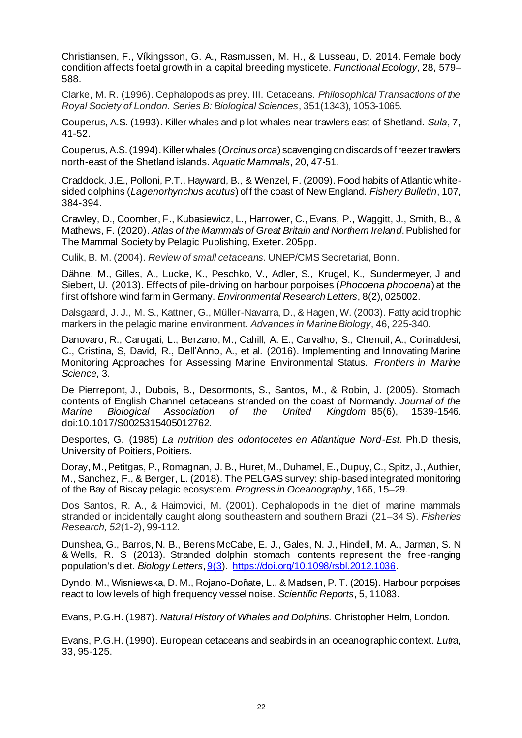Christiansen, F., Víkingsson, G. A., Rasmussen, M. H., & Lusseau, D. 2014. Female body condition affects foetal growth in a capital breeding mysticete. *Functional Ecology*, 28, 579–588.

Clarke, M. R. (1996). Cephalopods as prey. III. Cetaceans. *Philosophical Transactions of the Royal Society of London. Series B: Biological Sciences*, 351(1343), 1053-1065.

Couperus, A.S. (1993). Killer whales and pilot whales near trawlers east of Shetland. *Sula*, 7, 41-52.

Couperus, A.S. (1994). Killer whales (*Orcinus orca*) scavenging on discards of freezer trawlers north-east of the Shetland islands. *Aquatic Mammals*, 20, 47-51.

Craddock, J.E., Polloni, P.T., Hayward, B., & Wenzel, F. (2009). Food habits of Atlantic white-sided dolphins (*Lagenorhynchus acutus*) off the coast of New England. *Fishery Bulletin*, 107, 384-394.

Crawley, D., Coomber, F., Kubasiewicz, L., Harrower, C., Evans, P., Waggitt, J., Smith, B., & Mathews, F. (2020). *Atlas of the Mammals of Great Britain and Northern Ireland*. Published for The Mammal Society by Pelagic Publishing, Exeter. 205pp.

Culik, B. M. (2004). *Review of small cetaceans*. UNEP/CMS Secretariat, Bonn.

Dähne, M., Gilles, A., Lucke, K., Peschko, V., Adler, S., Krugel, K., Sundermeyer, J and Siebert, U. (2013). Effects of pile-driving on harbour porpoises (*Phocoena phocoena*) at the first offshore wind farm in Germany. *Environmental Research Letters*, 8(2), 025002.

Dalsgaard, J. J., M. S., Kattner, G., Müller-Navarra, D., & Hagen, W. (2003). Fatty acid trophic markers in the pelagic marine environment. *Advances in Marine Biology*, 46, 225-340.

Danovaro, R., Carugati, L., Berzano, M., Cahill, A. E., Carvalho, S., Chenuil, A., Corinaldesi, C., Cristina, S, David, R., Dell'Anno, A., et al. (2016). Implementing and Innovating Marine Monitoring Approaches for Assessing Marine Environmental Status. *Frontiers in Marine Science,* 3.

De Pierrepont, J., Dubois, B., Desormonts, S., Santos, M., & Robin, J. (2005). Stomach contents of English Channel cetaceans stranded on the coast of Normandy. *Journal of the Marine Biological Association of the United Kingdom*, 85(6), 1539-1546. doi:10.1017/S0025315405012762.

Desportes, G. (1985) *La nutrition des odontocetes en Atlantique Nord-Est*. Ph.D thesis, University of Poitiers, Poitiers.

Doray, M., Petitgas, P., Romagnan, J. B., Huret, M., Duhamel, E., Dupuy, C., Spitz, J., Authier, M., Sanchez, F., & Berger, L. (2018). The PELGAS survey: ship-based integrated monitoring of the Bay of Biscay pelagic ecosystem. *Progress in Oceanography*, 166, 15–29.

Dos Santos, R. A., & Haimovici, M. (2001). Cephalopods in the diet of marine mammals stranded or incidentally caught along southeastern and southern Brazil (21–34 S). *Fisheries Research, 52*(1-2), 99-112.

Dunshea, G., Barros, N. B., Berens McCabe, E. J., Gales, N. J., Hindell, M. A., Jarman, S. N & Wells, R. S (2013). Stranded dolphin stomach contents represent the free-ranging population's diet. *Biology Letters*, 9(3). https://doi.org/10.1098/rsbl.2012.1036.

Dyndo, M., Wisniewska, D. M., Rojano-Doñate, L., & Madsen, P. T. (2015). Harbour porpoises react to low levels of high frequency vessel noise. *Scientific Reports*, 5, 11083.

Evans, P.G.H. (1987). *Natural History of Whales and Dolphins.* Christopher Helm, London.

Evans, P.G.H. (1990). European cetaceans and seabirds in an oceanographic context. *Lutra*, 33, 95-125.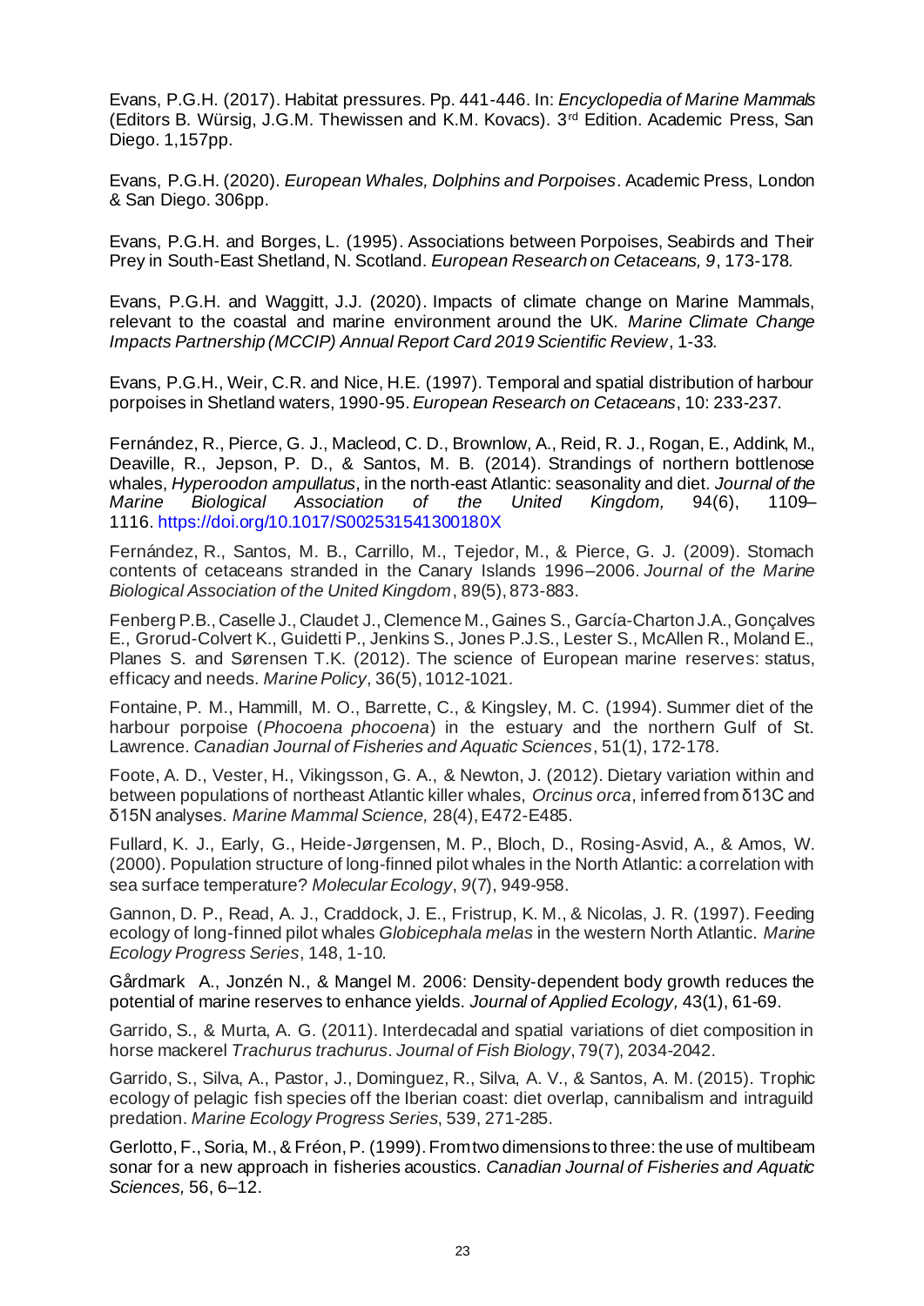Evans, P.G.H. (2017). Habitat pressures. Pp. 441-446. In: *Encyclopedia of Marine Mammals* (Editors B. Würsig, J.G.M. Thewissen and K.M. Kovacs). 3rd Edition. Academic Press, San Diego. 1,157pp.

Evans, P.G.H. (2020). *European Whales, Dolphins and Porpoises*. Academic Press, London & San Diego. 306pp.

Evans, P.G.H. and Borges, L. (1995). Associations between Porpoises, Seabirds and Their Prey in South-East Shetland, N. Scotland. *European Research on Cetaceans, 9*, 173-178.

Evans, P.G.H. and Waggitt, J.J. (2020). Impacts of climate change on Marine Mammals, relevant to the coastal and marine environment around the UK. *Marine Climate Change Impacts Partnership (MCCIP) Annual Report Card 2019 Scientific Review*, 1-33.

Evans, P.G.H., Weir, C.R. and Nice, H.E. (1997). Temporal and spatial distribution of harbour porpoises in Shetland waters, 1990-95. *European Research on Cetaceans*, 10: 233-237.

Fernández, R., Pierce, G. J., Macleod, C. D., Brownlow, A., Reid, R. J., Rogan, E., Addink, M., Deaville, R., Jepson, P. D., & Santos, M. B. (2014). Strandings of northern bottlenose whales, *Hyperoodon ampullatus*, in the north-east Atlantic: seasonality and diet. *Journal of the Marine Biological Association of the United Kingdom,* 94(6), 1109–1116. https://doi.org/10.1017/S002531541300180X

Fernández, R., Santos, M. B., Carrillo, M., Tejedor, M., & Pierce, G. J. (2009). Stomach contents of cetaceans stranded in the Canary Islands 1996–2006. *Journal of the Marine Biological Association of the United Kingdom*, 89(5), 873-883.

Fenberg P.B., Caselle J., Claudet J., Clemence M., Gaines S., García-Charton J.A., Gonçalves E., Grorud-Colvert K., Guidetti P., Jenkins S., Jones P.J.S., Lester S., McAllen R., Moland E., Planes S. and Sørensen T.K. (2012). The science of European marine reserves: status, efficacy and needs. *Marine Policy*, 36(5), 1012-1021.

Fontaine, P. M., Hammill, M. O., Barrette, C., & Kingsley, M. C. (1994). Summer diet of the harbour porpoise (*Phocoena phocoena*) in the estuary and the northern Gulf of St. Lawrence. *Canadian Journal of Fisheries and Aquatic Sciences*, 51(1), 172-178.

Foote, A. D., Vester, H., Vikingsson, G. A., & Newton, J. (2012). Dietary variation within and between populations of northeast Atlantic killer whales, *Orcinus orca*, inferred from δ13C and δ15N analyses. *Marine Mammal Science,* 28(4), E472-E485.

Fullard, K. J., Early, G., Heide-Jørgensen, M. P., Bloch, D., Rosing-Asvid, A., & Amos, W. (2000). Population structure of long-finned pilot whales in the North Atlantic: a correlation with sea surface temperature? *Molecular Ecology*, *9*(7), 949-958.

Gannon, D. P., Read, A. J., Craddock, J. E., Fristrup, K. M., & Nicolas, J. R. (1997). Feeding ecology of long-finned pilot whales *Globicephala melas* in the western North Atlantic. *Marine Ecology Progress Series*, 148, 1-10.

Gårdmark A., Jonzén N., & Mangel M. 2006: Density-dependent body growth reduces the potential of marine reserves to enhance yields. *Journal of Applied Ecology,* 43(1), 61-69.

Garrido, S., & Murta, A. G. (2011). Interdecadal and spatial variations of diet composition in horse mackerel *Trachurus trachurus*. *Journal of Fish Biology*, 79(7), 2034-2042.

Garrido, S., Silva, A., Pastor, J., Dominguez, R., Silva, A. V., & Santos, A. M. (2015). Trophic ecology of pelagic fish species off the Iberian coast: diet overlap, cannibalism and intraguild predation. *Marine Ecology Progress Series*, 539, 271-285.

Gerlotto, F., Soria, M., & Fréon, P. (1999). From two dimensions to three: the use of multibeam sonar for a new approach in fisheries acoustics. *Canadian Journal of Fisheries and Aquatic Sciences,* 56, 6–12.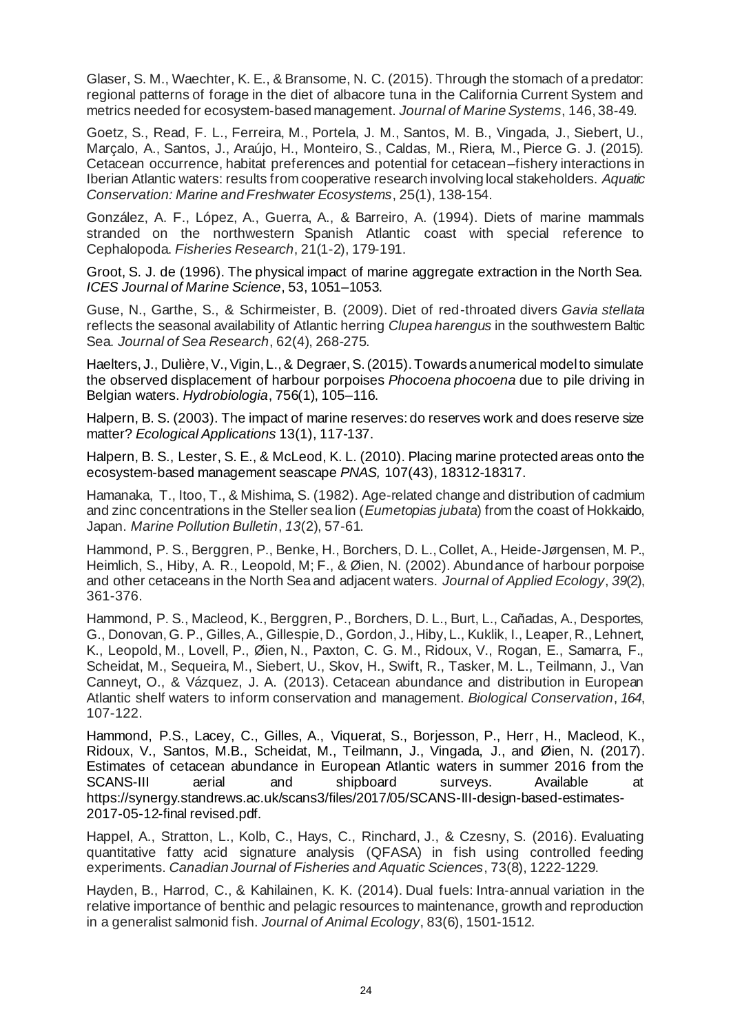Glaser, S. M., Waechter, K. E., & Bransome, N. C. (2015). Through the stomach of a predator: regional patterns of forage in the diet of albacore tuna in the California Current System and metrics needed for ecosystem-based management. *Journal of Marine Systems*, 146, 38-49.

Goetz, S., Read, F. L., Ferreira, M., Portela, J. M., Santos, M. B., Vingada, J., Siebert, U., Marçalo, A., Santos, J., Araújo, H., Monteiro, S., Caldas, M., Riera, M., Pierce G. J. (2015). Cetacean occurrence, habitat preferences and potential for cetacean–fishery interactions in Iberian Atlantic waters: results from cooperative research involving local stakeholders. *Aquatic Conservation: Marine and Freshwater Ecosystems*, 25(1), 138-154.

González, A. F., López, A., Guerra, A., & Barreiro, A. (1994). Diets of marine mammals stranded on the northwestern Spanish Atlantic coast with special reference to Cephalopoda. *Fisheries Research*, 21(1-2), 179-191.

Groot, S. J. de (1996). The physical impact of marine aggregate extraction in the North Sea. *ICES Journal of Marine Science*, 53, 1051–1053.

Guse, N., Garthe, S., & Schirmeister, B. (2009). Diet of red-throated divers *Gavia stellata* reflects the seasonal availability of Atlantic herring *Clupea harengus* in the southwestern Baltic Sea. *Journal of Sea Research*, 62(4), 268-275.

Haelters, J., Dulière, V., Vigin, L., & Degraer, S. (2015). Towards a numerical model to simulate the observed displacement of harbour porpoises *Phocoena phocoena* due to pile driving in Belgian waters. *Hydrobiologia*, 756(1), 105–116.

Halpern, B. S. (2003). The impact of marine reserves: do reserves work and does reserve size matter? *Ecological Applications* 13(1), 117-137.

Halpern, B. S., Lester, S. E., & McLeod, K. L. (2010). Placing marine protected areas onto the ecosystem-based management seascape *PNAS,* 107(43), 18312-18317.

Hamanaka, T., Itoo, T., & Mishima, S. (1982). Age-related change and distribution of cadmium and zinc concentrations in the Steller sea lion (*Eumetopias jubata*) from the coast of Hokkaido, Japan. *Marine Pollution Bulletin*, *13*(2), 57-61.

Hammond, P. S., Berggren, P., Benke, H., Borchers, D. L., Collet, A., Heide-Jørgensen, M. P., Heimlich, S., Hiby, A. R., Leopold, M; F., & Øien, N. (2002). Abundance of harbour porpoise and other cetaceans in the North Sea and adjacent waters. *Journal of Applied Ecology*, *39*(2), 361-376.

Hammond, P. S., Macleod, K., Berggren, P., Borchers, D. L., Burt, L., Cañadas, A., Desportes, G., Donovan, G. P., Gilles, A., Gillespie, D., Gordon, J., Hiby, L., Kuklik, I., Leaper, R., Lehnert, K., Leopold, M., Lovell, P., Øien, N., Paxton, C. G. M., Ridoux, V., Rogan, E., Samarra, F., Scheidat, M., Sequeira, M., Siebert, U., Skov, H., Swift, R., Tasker, M. L., Teilmann, J., Van Canneyt, O., & Vázquez, J. A. (2013). Cetacean abundance and distribution in European Atlantic shelf waters to inform conservation and management. *Biological Conservation*, *164*, 107-122.

Hammond, P.S., Lacey, C., Gilles, A., Viquerat, S., Borjesson, P., Herr, H., Macleod, K., Ridoux, V., Santos, M.B., Scheidat, M., Teilmann, J., Vingada, J., and Øien, N. (2017). Estimates of cetacean abundance in European Atlantic waters in summer 2016 from the SCANS-III aerial and shipboard surveys. Available at https://synergy.standrews.ac.uk/scans3/files/2017/05/SCANS-III-design-based-estimates-2017-05-12-final revised.pdf.

Happel, A., Stratton, L., Kolb, C., Hays, C., Rinchard, J., & Czesny, S. (2016). Evaluating quantitative fatty acid signature analysis (QFASA) in fish using controlled feeding experiments. *Canadian Journal of Fisheries and Aquatic Sciences*, 73(8), 1222-1229.

Hayden, B., Harrod, C., & Kahilainen, K. K. (2014). Dual fuels: Intra-annual variation in the relative importance of benthic and pelagic resources to maintenance, growth and reproduction in a generalist salmonid fish. *Journal of Animal Ecology*, 83(6), 1501-1512.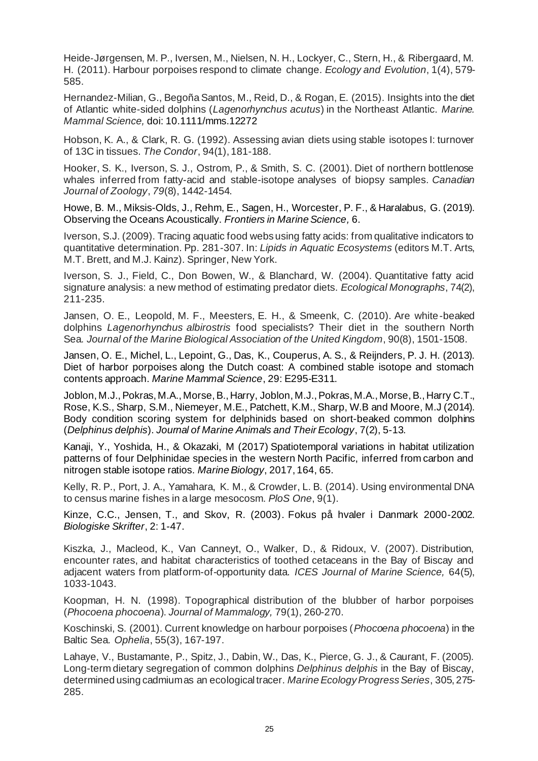Heide-Jørgensen, M. P., Iversen, M., Nielsen, N. H., Lockyer, C., Stern, H., & Ribergaard, M. H. (2011). Harbour porpoises respond to climate change. *Ecology and Evolution*, 1(4), 579-585.

Hernandez-Milian, G., Begoña Santos, M., Reid, D., & Rogan, E. (2015). Insights into the diet of Atlantic white-sided dolphins (*Lagenorhynchus acutus*) in the Northeast Atlantic. *Marine Mammal Science,* doi: 10.1111/mms.12272

Hobson, K. A., & Clark, R. G. (1992). Assessing avian diets using stable isotopes I: turnover of 13C in tissues. *The Condor*, 94(1), 181-188.

Hooker, S. K., Iverson, S. J., Ostrom, P., & Smith, S. C. (2001). Diet of northern bottlenose whales inferred from fatty-acid and stable-isotope analyses of biopsy samples. *Canadian Journal of Zoology*, *79*(8), 1442-1454.

Howe, B. M., Miksis-Olds, J., Rehm, E., Sagen, H., Worcester, P. F., & Haralabus, G. (2019). Observing the Oceans Acoustically. *Frontiers in Marine Science,* 6.

Iverson, S.J. (2009). Tracing aquatic food webs using fatty acids: from qualitative indicators to quantitative determination. Pp. 281-307. In: *Lipids in Aquatic Ecosystems* (editors M.T. Arts, M.T. Brett, and M.J. Kainz). Springer, New York.

Iverson, S. J., Field, C., Don Bowen, W., & Blanchard, W. (2004). Quantitative fatty acid signature analysis: a new method of estimating predator diets. *Ecological Monographs*, 74(2), 211-235.

Jansen, O. E., Leopold, M. F., Meesters, E. H., & Smeenk, C. (2010). Are white-beaked dolphins *Lagenorhynchus albirostris* food specialists? Their diet in the southern North Sea. *Journal of the Marine Biological Association of the United Kingdom*, 90(8), 1501-1508.

Jansen, O. E., Michel, L., Lepoint, G., Das, K., Couperus, A. S., & Reijnders, P. J. H. (2013). Diet of harbor porpoises along the Dutch coast: A combined stable isotope and stomach contents approach. *Marine Mammal Science*, 29: E295-E311.

Joblon, M.J., Pokras, M.A., Morse, B., Harry, Joblon, M.J., Pokras, M.A., Morse, B., Harry C.T., Rose, K.S., Sharp, S.M., Niemeyer, M.E., Patchett, K.M., Sharp, W.B and Moore, M.J (2014). Body condition scoring system for delphinids based on short-beaked common dolphins (*Delphinus delphis*). *Journal of Marine Animals and Their Ecology*, 7(2), 5-13.

Kanaji, Y., Yoshida, H., & Okazaki, M (2017) Spatiotemporal variations in habitat utilization patterns of four Delphinidae species in the western North Pacific, inferred from carbon and nitrogen stable isotope ratios. *Marine Biology*, 2017, 164, 65.

Kelly, R. P., Port, J. A., Yamahara, K. M., & Crowder, L. B. (2014). Using environmental DNA to census marine fishes in a large mesocosm. *PloS One*, 9(1).

Kinze, C.C., Jensen, T., and Skov, R. (2003). Fokus på hvaler i Danmark 2000-2002. *Biologiske Skrifter*, 2: 1-47.

Kiszka, J., Macleod, K., Van Canneyt, O., Walker, D., & Ridoux, V. (2007). Distribution, encounter rates, and habitat characteristics of toothed cetaceans in the Bay of Biscay and adjacent waters from platform-of-opportunity data. *ICES Journal of Marine Science,* 64(5), 1033-1043.

Koopman, H. N. (1998). Topographical distribution of the blubber of harbor porpoises (*Phocoena phocoena*). *Journal of Mammalogy,* 79(1), 260-270.

Koschinski, S. (2001). Current knowledge on harbour porpoises (*Phocoena phocoena*) in the Baltic Sea. *Ophelia*, 55(3), 167-197.

Lahaye, V., Bustamante, P., Spitz, J., Dabin, W., Das, K., Pierce, G. J., & Caurant, F. (2005). Long-term dietary segregation of common dolphins *Delphinus delphis* in the Bay of Biscay, determined using cadmium as an ecological tracer. *Marine Ecology Progress Series*, 305, 275-285.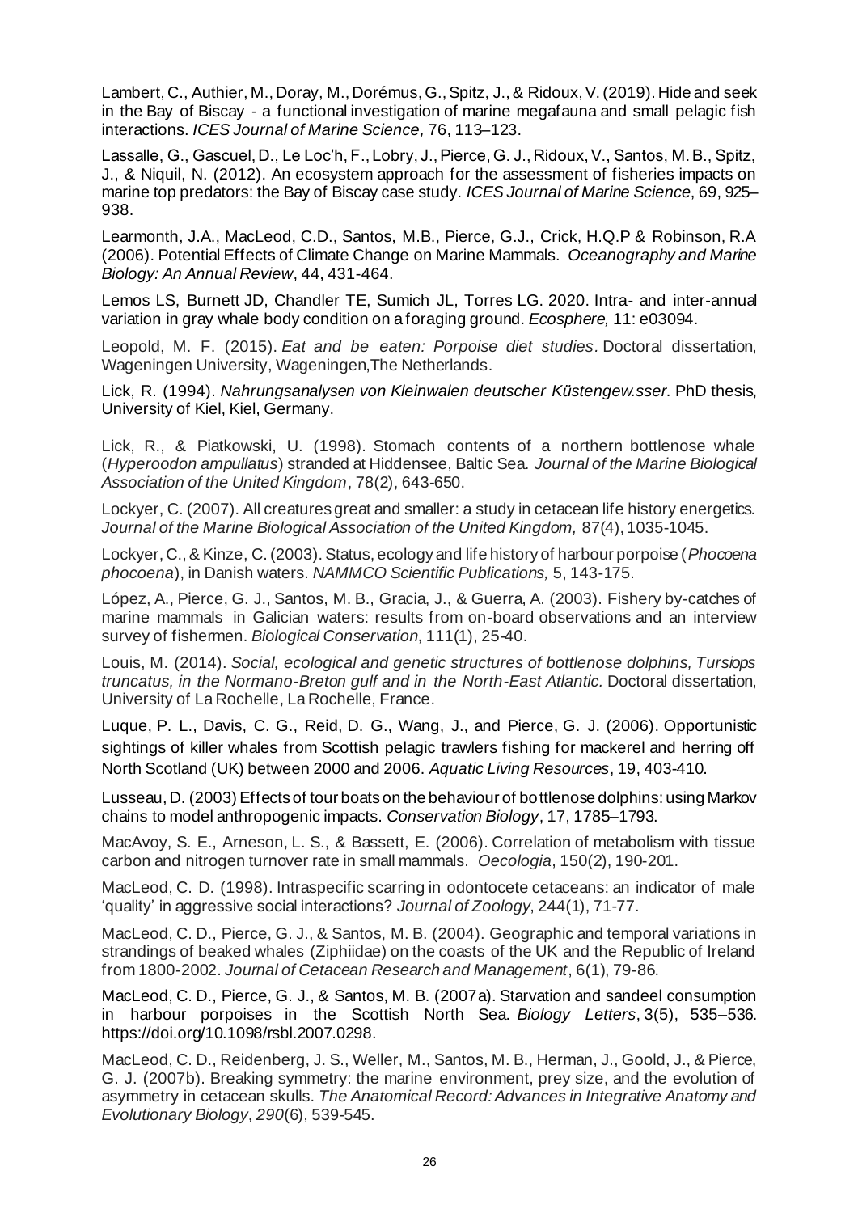Lambert, C., Authier, M., Doray, M., Dorémus, G., Spitz, J., & Ridoux, V. (2019). Hide and seek in the Bay of Biscay - a functional investigation of marine megafauna and small pelagic fish interactions. *ICES Journal of Marine Science,* 76, 113–123.

Lassalle, G., Gascuel, D., Le Loc'h, F., Lobry, J., Pierce, G. J., Ridoux, V., Santos, M. B., Spitz, J., & Niquil, N. (2012). An ecosystem approach for the assessment of fisheries impacts on marine top predators: the Bay of Biscay case study. *ICES Journal of Marine Science*, 69, 925–938.

Learmonth, J.A., MacLeod, C.D., Santos, M.B., Pierce, G.J., Crick, H.Q.P & Robinson, R.A (2006). Potential Effects of Climate Change on Marine Mammals. *Oceanography and Marine Biology: An Annual Review*, 44, 431-464.

Lemos LS, Burnett JD, Chandler TE, Sumich JL, Torres LG. 2020. Intra- and inter-annual variation in gray whale body condition on a foraging ground. *Ecosphere,* 11: e03094.

Leopold, M. F. (2015). *Eat and be eaten: Porpoise diet studies*. Doctoral dissertation, Wageningen University, Wageningen,The Netherlands.

Lick, R. (1994). *Nahrungsanalysen von Kleinwalen deutscher Küstengew.sser*. PhD thesis, University of Kiel, Kiel, Germany.

Lick, R., & Piatkowski, U. (1998). Stomach contents of a northern bottlenose whale (*Hyperoodon ampullatus*) stranded at Hiddensee, Baltic Sea. *Journal of the Marine Biological Association of the United Kingdom*, 78(2), 643-650.

Lockyer, C. (2007). All creatures great and smaller: a study in cetacean life history energetics. *Journal of the Marine Biological Association of the United Kingdom,* 87(4), 1035-1045.

Lockyer, C., & Kinze, C. (2003). Status, ecology and life history of harbour porpoise (*Phocoena phocoena*), in Danish waters. *NAMMCO Scientific Publications,* 5, 143-175.

López, A., Pierce, G. J., Santos, M. B., Gracia, J., & Guerra, A. (2003). Fishery by-catches of marine mammals in Galician waters: results from on-board observations and an interview survey of fishermen. *Biological Conservation*, 111(1), 25-40.

Louis, M. (2014). *Social, ecological and genetic structures of bottlenose dolphins, Tursiops truncatus, in the Normano-Breton gulf and in the North-East Atlantic*. Doctoral dissertation, University of La Rochelle, La Rochelle, France.

Luque, P. L., Davis, C. G., Reid, D. G., Wang, J., and Pierce, G. J. (2006). Opportunistic sightings of killer whales from Scottish pelagic trawlers fishing for mackerel and herring off North Scotland (UK) between 2000 and 2006. *Aquatic Living Resources*, 19, 403-410.

Lusseau, D. (2003) Effects of tour boats on the behaviour of bottlenose dolphins: using Markov chains to model anthropogenic impacts. *Conservation Biology*, 17, 1785–1793.

MacAvoy, S. E., Arneson, L. S., & Bassett, E. (2006). Correlation of metabolism with tissue carbon and nitrogen turnover rate in small mammals. *Oecologia*, 150(2), 190-201.

MacLeod, C. D. (1998). Intraspecific scarring in odontocete cetaceans: an indicator of male 'quality' in aggressive social interactions? *Journal of Zoology*, 244(1), 71-77.

MacLeod, C. D., Pierce, G. J., & Santos, M. B. (2004). Geographic and temporal variations in strandings of beaked whales (Ziphiidae) on the coasts of the UK and the Republic of Ireland from 1800-2002. *Journal of Cetacean Research and Management*, 6(1), 79-86.

MacLeod, C. D., Pierce, G. J., & Santos, M. B. (2007a). Starvation and sandeel consumption in harbour porpoises in the Scottish North Sea. *Biology Letters*, 3(5), 535–536. https://doi.org/10.1098/rsbl.2007.0298.

MacLeod, C. D., Reidenberg, J. S., Weller, M., Santos, M. B., Herman, J., Goold, J., & Pierce, G. J. (2007b). Breaking symmetry: the marine environment, prey size, and the evolution of asymmetry in cetacean skulls. *The Anatomical Record: Advances in Integrative Anatomy and Evolutionary Biology*, *290*(6), 539-545.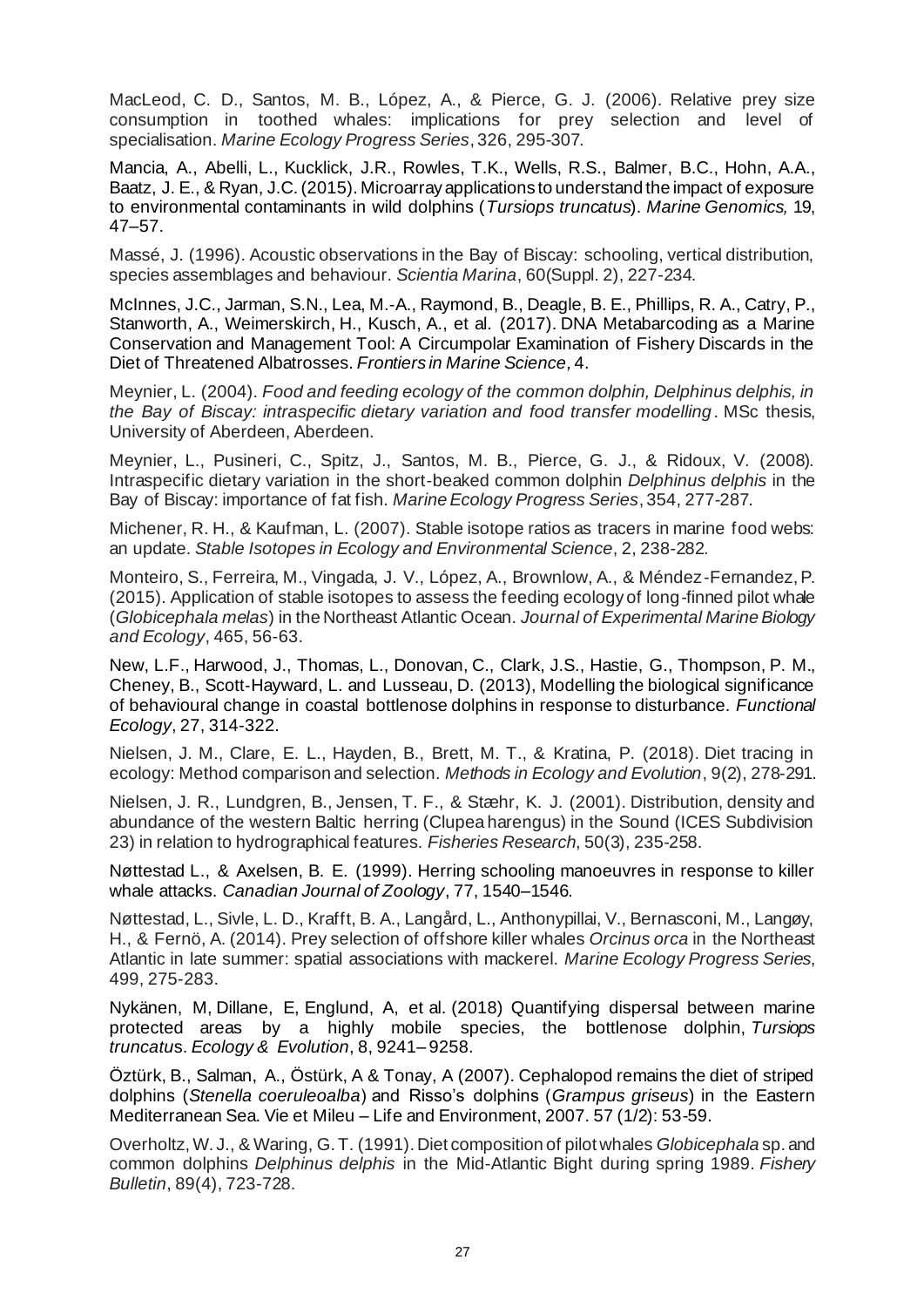MacLeod, C. D., Santos, M. B., López, A., & Pierce, G. J. (2006). Relative prey size consumption in toothed whales: implications for prey selection and level of specialisation. *Marine Ecology Progress Series*, 326, 295-307.

Mancia, A., Abelli, L., Kucklick, J.R., Rowles, T.K., Wells, R.S., Balmer, B.C., Hohn, A.A., Baatz, J. E., & Ryan, J.C. (2015). Microarray applications to understand the impact of exposure to environmental contaminants in wild dolphins (*Tursiops truncatus*). *Marine Genomics,* 19, 47–57.

Massé, J. (1996). Acoustic observations in the Bay of Biscay: schooling, vertical distribution, species assemblages and behaviour. *Scientia Marina*, 60(Suppl. 2), 227-234.

McInnes, J.C., Jarman, S.N., Lea, M.-A., Raymond, B., Deagle, B. E., Phillips, R. A., Catry, P., Stanworth, A., Weimerskirch, H., Kusch, A., et al. (2017). DNA Metabarcoding as a Marine Conservation and Management Tool: A Circumpolar Examination of Fishery Discards in the Diet of Threatened Albatrosses. *Frontiers in Marine Science,* 4.

Meynier, L. (2004). *Food and feeding ecology of the common dolphin, Delphinus delphis, in the Bay of Biscay: intraspecific dietary variation and food transfer modelling*. MSc thesis, University of Aberdeen, Aberdeen.

Meynier, L., Pusineri, C., Spitz, J., Santos, M. B., Pierce, G. J., & Ridoux, V. (2008). Intraspecific dietary variation in the short-beaked common dolphin *Delphinus delphis* in the Bay of Biscay: importance of fat fish. *Marine Ecology Progress Series*, 354, 277-287.

Michener, R. H., & Kaufman, L. (2007). Stable isotope ratios as tracers in marine food webs: an update. *Stable Isotopes in Ecology and Environmental Science*, 2, 238-282.

Monteiro, S., Ferreira, M., Vingada, J. V., López, A., Brownlow, A., & Méndez-Fernandez, P. (2015). Application of stable isotopes to assess the feeding ecology of long-finned pilot whale (*Globicephala melas*) in the Northeast Atlantic Ocean. *Journal of Experimental Marine Biology and Ecology*, 465, 56-63.

New, L.F., Harwood, J., Thomas, L., Donovan, C., Clark, J.S., Hastie, G., Thompson, P. M., Cheney, B., Scott-Hayward, L. and Lusseau, D. (2013), Modelling the biological significance of behavioural change in coastal bottlenose dolphins in response to disturbance. *Functional Ecology*, 27, 314-322.

Nielsen, J. M., Clare, E. L., Hayden, B., Brett, M. T., & Kratina, P. (2018). Diet tracing in ecology: Method comparison and selection. *Methods in Ecology and Evolution*, 9(2), 278-291.

Nielsen, J. R., Lundgren, B., Jensen, T. F., & Stæhr, K. J. (2001). Distribution, density and abundance of the western Baltic herring (Clupea harengus) in the Sound (ICES Subdivision 23) in relation to hydrographical features. *Fisheries Research*, 50(3), 235-258.

Nøttestad L., & Axelsen, B. E. (1999). Herring schooling manoeuvres in response to killer whale attacks. *Canadian Journal of Zoology*, 77, 1540–1546.

Nøttestad, L., Sivle, L. D., Krafft, B. A., Langård, L., Anthonypillai, V., Bernasconi, M., Langøy, H., & Fernö, A. (2014). Prey selection of offshore killer whales *Orcinus orca* in the Northeast Atlantic in late summer: spatial associations with mackerel. *Marine Ecology Progress Series*, 499, 275-283.

Nykänen, M, Dillane, E, Englund, A, et al. (2018) Quantifying dispersal between marine protected areas by a highly mobile species, the bottlenose dolphin, *Tursiops truncatus*. *Ecology & Evolution*, 8, 9241– 9258.

Öztürk, B., Salman, A., Östürk, A & Tonay, A (2007). Cephalopod remains the diet of striped dolphins (*Stenella coeruleoalba*) and Risso's dolphins (*Grampus griseus*) in the Eastern Mediterranean Sea. Vie et Mileu – Life and Environment, 2007. 57 (1/2): 53-59.

Overholtz, W. J., & Waring, G. T. (1991). Diet composition of pilot whales *Globicephala* sp. and common dolphins *Delphinus delphis* in the Mid-Atlantic Bight during spring 1989. *Fishery Bulletin*, 89(4), 723-728.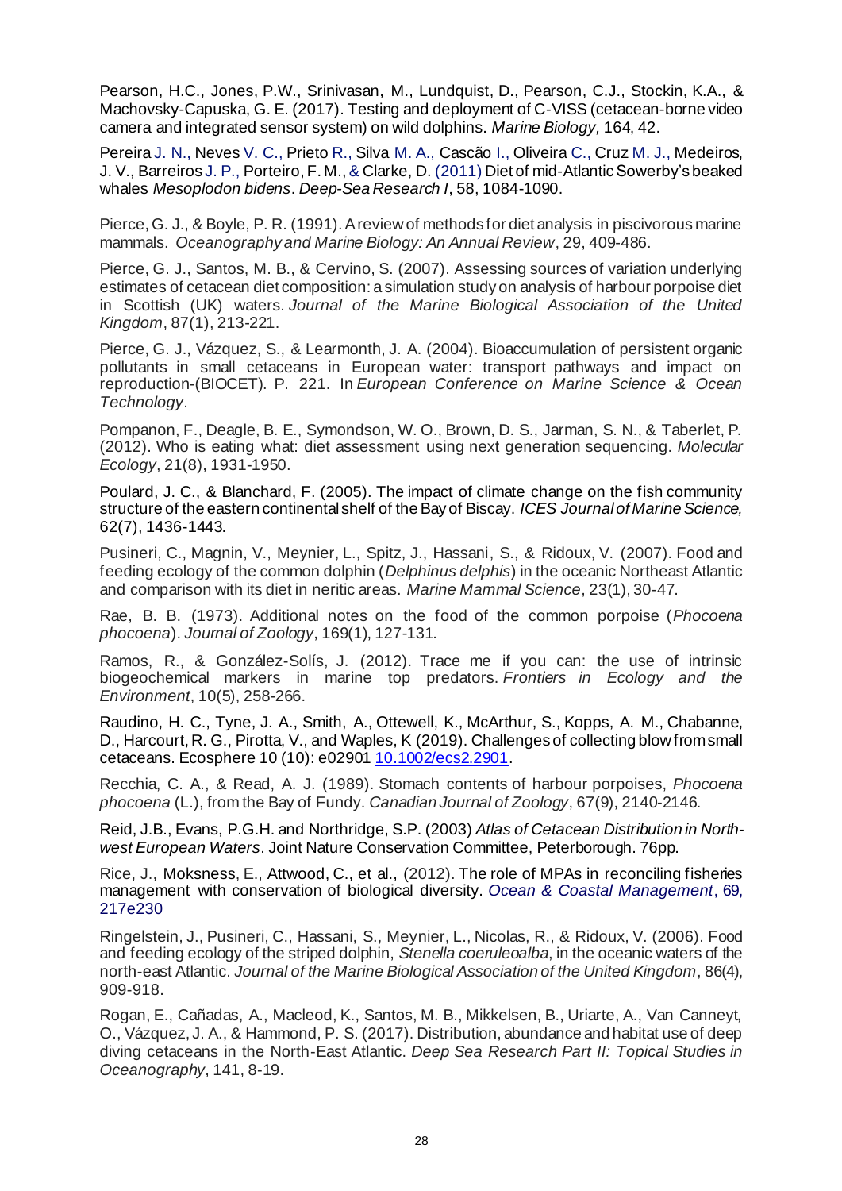Pearson, H.C., Jones, P.W., Srinivasan, M., Lundquist, D., Pearson, C.J., Stockin, K.A., & Machovsky-Capuska, G. E. (2017). Testing and deployment of C-VISS (cetacean-borne video camera and integrated sensor system) on wild dolphins. *Marine Biology,* 164, 42.

Pereira J. N., Neves V. C., Prieto R., Silva M. A., Cascão I., Oliveira C., Cruz M. J., Medeiros, J. V., Barreiros J. P., Porteiro, F. M., & Clarke, D. (2011) Diet of mid-Atlantic Sowerby's beaked whales *Mesoplodon bidens*. *Deep-Sea Research I*, 58, 1084-1090.

Pierce, G. J., & Boyle, P. R. (1991). A review of methods for diet analysis in piscivorous marine mammals. *Oceanography and Marine Biology: An Annual Review*, 29, 409-486.

Pierce, G. J., Santos, M. B., & Cervino, S. (2007). Assessing sources of variation underlying estimates of cetacean diet composition: a simulation study on analysis of harbour porpoise diet in Scottish (UK) waters. *Journal of the Marine Biological Association of the United Kingdom*, 87(1), 213-221.

Pierce, G. J., Vázquez, S., & Learmonth, J. A. (2004). Bioaccumulation of persistent organic pollutants in small cetaceans in European water: transport pathways and impact on reproduction-(BIOCET). P. 221. In *European Conference on Marine Science & Ocean Technology*.

Pompanon, F., Deagle, B. E., Symondson, W. O., Brown, D. S., Jarman, S. N., & Taberlet, P. (2012). Who is eating what: diet assessment using next generation sequencing. *Molecular Ecology*, 21(8), 1931-1950.

Poulard, J. C., & Blanchard, F. (2005). The impact of climate change on the fish community structure of the eastern continental shelf of the Bay of Biscay. *ICES Journal of Marine Science,* 62(7), 1436-1443.

Pusineri, C., Magnin, V., Meynier, L., Spitz, J., Hassani, S., & Ridoux, V. (2007). Food and feeding ecology of the common dolphin (*Delphinus delphis*) in the oceanic Northeast Atlantic and comparison with its diet in neritic areas. *Marine Mammal Science*, 23(1), 30-47.

Rae, B. B. (1973). Additional notes on the food of the common porpoise (*Phocoena phocoena*). *Journal of Zoology*, 169(1), 127-131.

Ramos, R., & González-Solís, J. (2012). Trace me if you can: the use of intrinsic biogeochemical markers in marine top predators. *Frontiers in Ecology and the Environment*, 10(5), 258-266.

Raudino, H. C., Tyne, J. A., Smith, A., Ottewell, K., McArthur, S., Kopps, A. M., Chabanne, D., Harcourt, R. G., Pirotta, V., and Waples, K (2019). Challenges of collecting blow from small cetaceans. Ecosphere 10 (10): e02901 10.1002/ecs2.2901.

Recchia, C. A., & Read, A. J. (1989). Stomach contents of harbour porpoises, *Phocoena phocoena* (L.), from the Bay of Fundy. *Canadian Journal of Zoology*, 67(9), 2140-2146.

Reid, J.B., Evans, P.G.H. and Northridge, S.P. (2003) *Atlas of Cetacean Distribution in North-west European Waters*. Joint Nature Conservation Committee, Peterborough. 76pp.

Rice, J., Moksness, E., Attwood, C., et al., (2012). The role of MPAs in reconciling fisheries management with conservation of biological diversity. *Ocean & Coastal Management*, 69, 217e230

Ringelstein, J., Pusineri, C., Hassani, S., Meynier, L., Nicolas, R., & Ridoux, V. (2006). Food and feeding ecology of the striped dolphin, *Stenella coeruleoalba*, in the oceanic waters of the north-east Atlantic. *Journal of the Marine Biological Association of the United Kingdom*, 86(4), 909-918.

Rogan, E., Cañadas, A., Macleod, K., Santos, M. B., Mikkelsen, B., Uriarte, A., Van Canneyt, O., Vázquez, J. A., & Hammond, P. S. (2017). Distribution, abundance and habitat use of deep diving cetaceans in the North-East Atlantic. *Deep Sea Research Part II: Topical Studies in Oceanography*, 141, 8-19.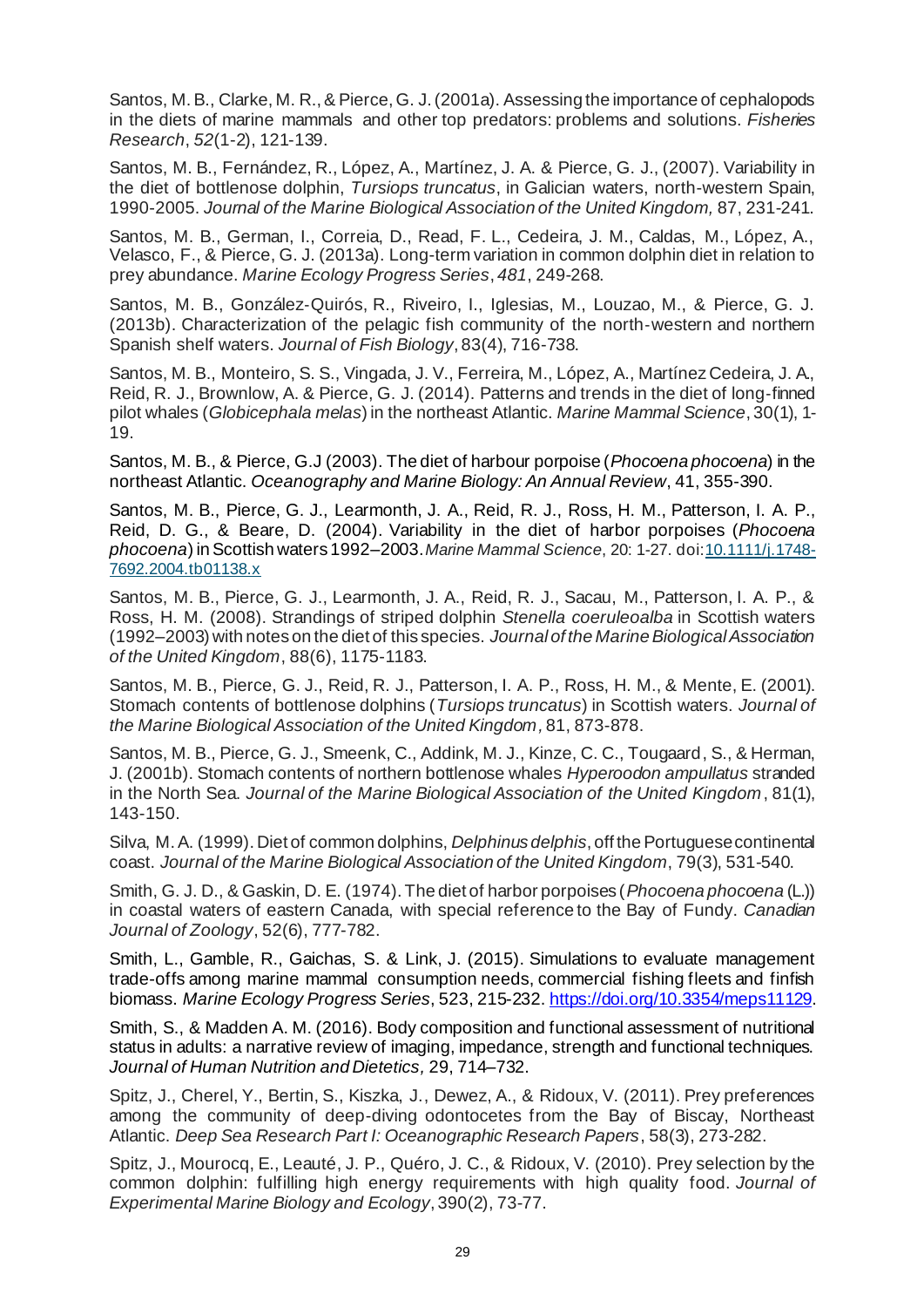Santos, M. B., Clarke, M. R., & Pierce, G. J. (2001a). Assessing the importance of cephalopods in the diets of marine mammals and other top predators: problems and solutions. *Fisheries Research*, *52*(1-2), 121-139.

Santos, M. B., Fernández, R., López, A., Martínez, J. A. & Pierce, G. J., (2007). Variability in the diet of bottlenose dolphin, *Tursiops truncatus*, in Galician waters, north-western Spain, 1990-2005. *Journal of the Marine Biological Association of the United Kingdom,* 87, 231-241.

Santos, M. B., German, I., Correia, D., Read, F. L., Cedeira, J. M., Caldas, M., López, A., Velasco, F., & Pierce, G. J. (2013a). Long-term variation in common dolphin diet in relation to prey abundance. *Marine Ecology Progress Series*, *481*, 249-268.

Santos, M. B., González-Quirós, R., Riveiro, I., Iglesias, M., Louzao, M., & Pierce, G. J. (2013b). Characterization of the pelagic fish community of the north-western and northern Spanish shelf waters. *Journal of Fish Biology*, 83(4), 716-738.

Santos, M. B., Monteiro, S. S., Vingada, J. V., Ferreira, M., López, A., Martínez Cedeira, J. A., Reid, R. J., Brownlow, A. & Pierce, G. J. (2014). Patterns and trends in the diet of long-finned pilot whales (*Globicephala melas*) in the northeast Atlantic. *Marine Mammal Science*, 30(1), 1-19.

Santos, M. B., & Pierce, G.J (2003). The diet of harbour porpoise (*Phocoena phocoena*) in the northeast Atlantic. *Oceanography and Marine Biology: An Annual Review*, 41, 355-390.

Santos, M. B., Pierce, G. J., Learmonth, J. A., Reid, R. J., Ross, H. M., Patterson, I. A. P., Reid, D. G., & Beare, D. (2004). Variability in the diet of harbor porpoises (*Phocoena phocoena*) in Scottish waters 1992–2003. *Marine Mammal Science*, 20: 1-27. doi:10.1111/j.1748-7692.2004.tb01138.x

Santos, M. B., Pierce, G. J., Learmonth, J. A., Reid, R. J., Sacau, M., Patterson, I. A. P., & Ross, H. M. (2008). Strandings of striped dolphin *Stenella coeruleoalba* in Scottish waters (1992–2003) with notes on the diet of this species. *Journal of the Marine Biological Association of the United Kingdom*, 88(6), 1175-1183.

Santos, M. B., Pierce, G. J., Reid, R. J., Patterson, I. A. P., Ross, H. M., & Mente, E. (2001). Stomach contents of bottlenose dolphins (*Tursiops truncatus*) in Scottish waters. *Journal of the Marine Biological Association of the United Kingdom,* 81, 873-878.

Santos, M. B., Pierce, G. J., Smeenk, C., Addink, M. J., Kinze, C. C., Tougaard, S., & Herman, J. (2001b). Stomach contents of northern bottlenose whales *Hyperoodon ampullatus* stranded in the North Sea. *Journal of the Marine Biological Association of the United Kingdom*, 81(1), 143-150.

Silva, M. A. (1999). Diet of common dolphins, *Delphinus delphis*, off the Portuguese continental coast. *Journal of the Marine Biological Association of the United Kingdom*, 79(3), 531-540.

Smith, G. J. D., & Gaskin, D. E. (1974). The diet of harbor porpoises (*Phocoena phocoena* (L.)) in coastal waters of eastern Canada, with special reference to the Bay of Fundy. *Canadian Journal of Zoology*, 52(6), 777-782.

Smith, L., Gamble, R., Gaichas, S. & Link, J. (2015). Simulations to evaluate management trade-offs among marine mammal consumption needs, commercial fishing fleets and finfish biomass. *Marine Ecology Progress Series*, 523, 215-232. https://doi.org/10.3354/meps11129.

Smith, S., & Madden A. M. (2016). Body composition and functional assessment of nutritional status in adults: a narrative review of imaging, impedance, strength and functional techniques. *Journal of Human Nutrition and Dietetics,* 29, 714–732.

Spitz, J., Cherel, Y., Bertin, S., Kiszka, J., Dewez, A., & Ridoux, V. (2011). Prey preferences among the community of deep-diving odontocetes from the Bay of Biscay, Northeast Atlantic. *Deep Sea Research Part I: Oceanographic Research Papers*, 58(3), 273-282.

Spitz, J., Mourocq, E., Leauté, J. P., Quéro, J. C., & Ridoux, V. (2010). Prey selection by the common dolphin: fulfilling high energy requirements with high quality food. *Journal of Experimental Marine Biology and Ecology*, 390(2), 73-77.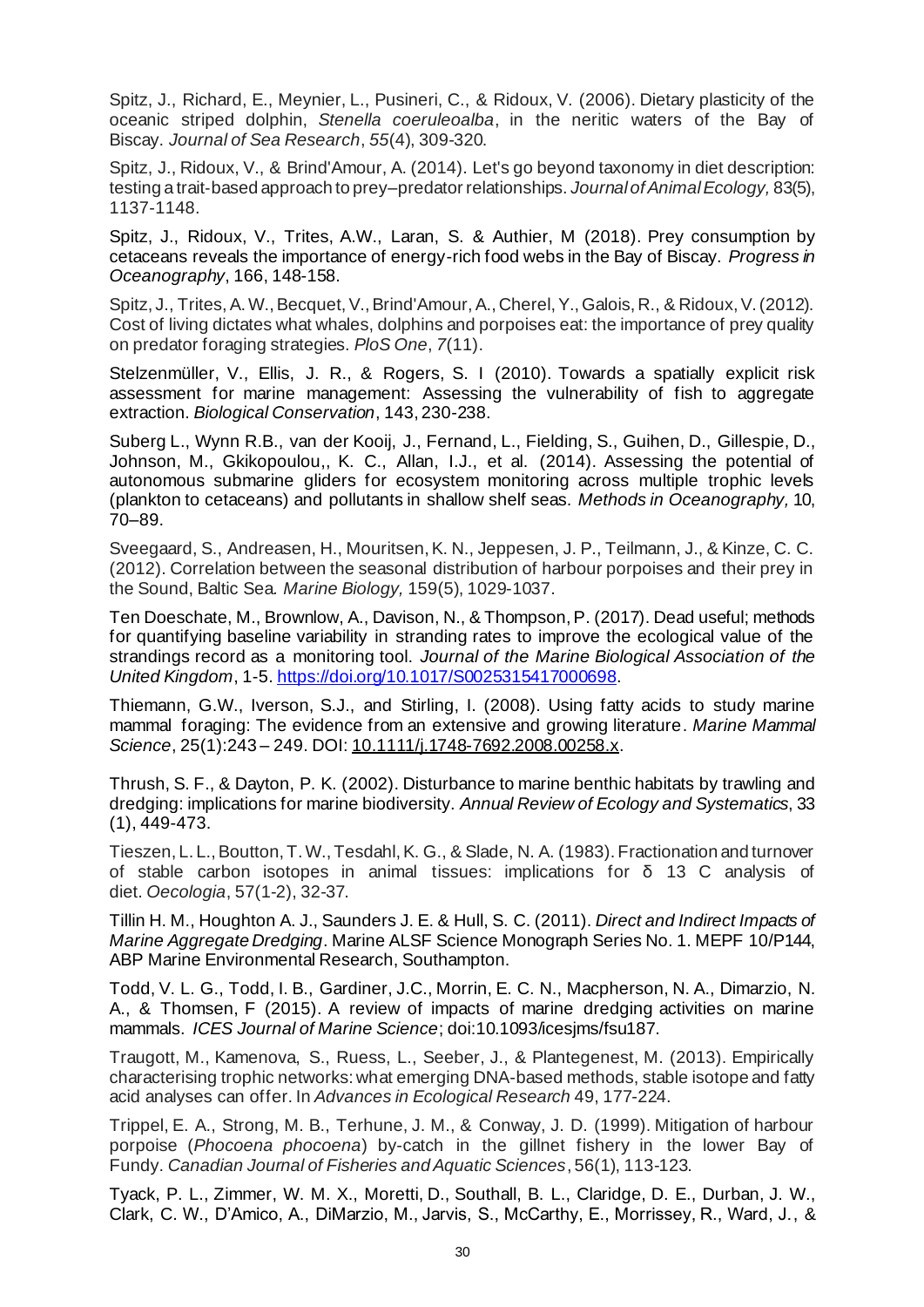Spitz, J., Richard, E., Meynier, L., Pusineri, C., & Ridoux, V. (2006). Dietary plasticity of the oceanic striped dolphin, *Stenella coeruleoalba*, in the neritic waters of the Bay of Biscay. *Journal of Sea Research*, *55*(4), 309-320.

Spitz, J., Ridoux, V., & Brind'Amour, A. (2014). Let's go beyond taxonomy in diet description: testing a trait-based approach to prey–predator relationships. *Journal of Animal Ecology,* 83(5), 1137-1148.

Spitz, J., Ridoux, V., Trites, A.W., Laran, S. & Authier, M (2018). Prey consumption by cetaceans reveals the importance of energy-rich food webs in the Bay of Biscay. *Progress in Oceanography*, 166, 148-158.

Spitz, J., Trites, A. W., Becquet, V., Brind'Amour, A., Cherel, Y., Galois, R., & Ridoux, V. (2012). Cost of living dictates what whales, dolphins and porpoises eat: the importance of prey quality on predator foraging strategies. *PloS One*, *7*(11).

Stelzenmüller, V., Ellis, J. R., & Rogers, S. I (2010). Towards a spatially explicit risk assessment for marine management: Assessing the vulnerability of fish to aggregate extraction. *Biological Conservation*, 143, 230-238.

Suberg L., Wynn R.B., van der Kooij, J., Fernand, L., Fielding, S., Guihen, D., Gillespie, D., Johnson, M., Gkikopoulou,, K. C., Allan, I.J., et al. (2014). Assessing the potential of autonomous submarine gliders for ecosystem monitoring across multiple trophic levels (plankton to cetaceans) and pollutants in shallow shelf seas. *Methods in Oceanography,* 10, 70–89.

Sveegaard, S., Andreasen, H., Mouritsen, K. N., Jeppesen, J. P., Teilmann, J., & Kinze, C. C. (2012). Correlation between the seasonal distribution of harbour porpoises and their prey in the Sound, Baltic Sea. *Marine Biology,* 159(5), 1029-1037.

Ten Doeschate, M., Brownlow, A., Davison, N., & Thompson, P. (2017). Dead useful; methods for quantifying baseline variability in stranding rates to improve the ecological value of the strandings record as a monitoring tool. *Journal of the Marine Biological Association of the United Kingdom*, 1-5. https://doi.org/10.1017/S0025315417000698.

Thiemann, G.W., Iverson, S.J., and Stirling, I. (2008). Using fatty acids to study marine mammal foraging: The evidence from an extensive and growing literature. *Marine Mammal Science*, 25(1):243 – 249. DOI: 10.1111/j.1748-7692.2008.00258.x.

Thrush, S. F., & Dayton, P. K. (2002). Disturbance to marine benthic habitats by trawling and dredging: implications for marine biodiversity. *Annual Review of Ecology and Systematics*, 33 (1), 449-473.

Tieszen, L. L., Boutton, T. W., Tesdahl, K. G., & Slade, N. A. (1983). Fractionation and turnover of stable carbon isotopes in animal tissues: implications for δ 13 C analysis of diet. *Oecologia*, 57(1-2), 32-37.

Tillin H. M., Houghton A. J., Saunders J. E. & Hull, S. C. (2011). *Direct and Indirect Impacts of Marine Aggregate Dredging*. Marine ALSF Science Monograph Series No. 1. MEPF 10/P144, ABP Marine Environmental Research, Southampton.

Todd, V. L. G., Todd, I. B., Gardiner, J.C., Morrin, E. C. N., Macpherson, N. A., Dimarzio, N. A., & Thomsen, F (2015). A review of impacts of marine dredging activities on marine mammals. *ICES Journal of Marine Science*; doi:10.1093/icesjms/fsu187.

Traugott, M., Kamenova, S., Ruess, L., Seeber, J., & Plantegenest, M. (2013). Empirically characterising trophic networks: what emerging DNA-based methods, stable isotope and fatty acid analyses can offer. In *Advances in Ecological Research* 49, 177-224.

Trippel, E. A., Strong, M. B., Terhune, J. M., & Conway, J. D. (1999). Mitigation of harbour porpoise (*Phocoena phocoena*) by-catch in the gillnet fishery in the lower Bay of Fundy. *Canadian Journal of Fisheries and Aquatic Sciences*, 56(1), 113-123.

Tyack, P. L., Zimmer, W. M. X., Moretti, D., Southall, B. L., Claridge, D. E., Durban, J. W., Clark, C. W., D'Amico, A., DiMarzio, M., Jarvis, S., McCarthy, E., Morrissey, R., Ward, J., &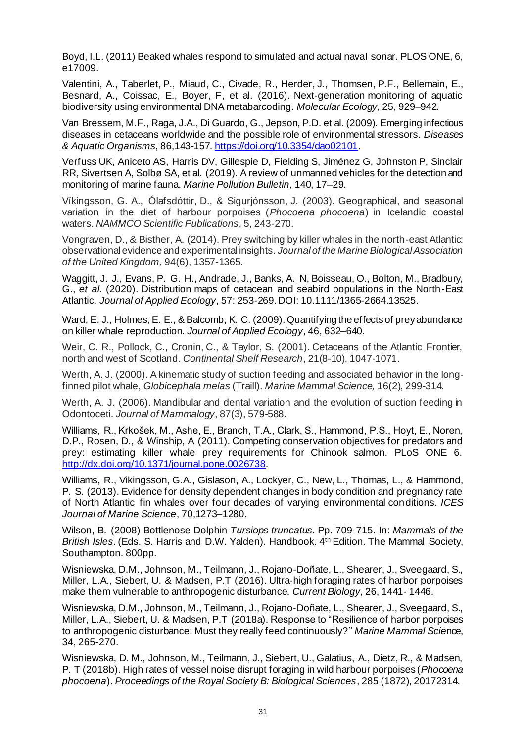Boyd, I.L. (2011) Beaked whales respond to simulated and actual naval sonar. PLOS ONE, 6, e17009.

Valentini, A., Taberlet, P., Miaud, C., Civade, R., Herder, J., Thomsen, P.F., Bellemain, E., Besnard, A., Coissac, E., Boyer, F, et al. (2016). Next-generation monitoring of aquatic biodiversity using environmental DNA metabarcoding. *Molecular Ecology,* 25, 929–942.

Van Bressem, M.F., Raga, J.A., Di Guardo, G., Jepson, P.D. et al. (2009). Emerging infectious diseases in cetaceans worldwide and the possible role of environmental stressors. *Diseases & Aquatic Organisms*, 86,143-157. https://doi.org/10.3354/dao02101.

Verfuss UK, Aniceto AS, Harris DV, Gillespie D, Fielding S, Jiménez G, Johnston P, Sinclair RR, Sivertsen A, Solbø SA, et al. (2019). A review of unmanned vehicles for the detection and monitoring of marine fauna. *Marine Pollution Bulletin,* 140, 17–29.

Víkingsson, G. A., Ólafsdóttir, D., & Sigurjónsson, J. (2003). Geographical, and seasonal variation in the diet of harbour porpoises (*Phocoena phocoena*) in Icelandic coastal waters. *NAMMCO Scientific Publications*, 5, 243-270.

Vongraven, D., & Bisther, A. (2014). Prey switching by killer whales in the north-east Atlantic: observational evidence and experimental insights. *Journal of the Marine Biological Association of the United Kingdom,* 94(6), 1357-1365.

Waggitt, J. J., Evans, P. G. H., Andrade, J., Banks, A. N, Boisseau, O., Bolton, M., Bradbury, G., *et al.* (2020). Distribution maps of cetacean and seabird populations in the North-East Atlantic. *Journal of Applied Ecology*, 57: 253-269. DOI: 10.1111/1365-2664.13525.

Ward, E. J., Holmes, E. E., & Balcomb, K. C. (2009). Quantifying the effects of prey abundance on killer whale reproduction. *Journal of Applied Ecology*, 46, 632–640.

Weir, C. R., Pollock, C., Cronin, C., & Taylor, S. (2001). Cetaceans of the Atlantic Frontier, north and west of Scotland. *Continental Shelf Research*, 21(8-10), 1047-1071.

Werth, A. J. (2000). A kinematic study of suction feeding and associated behavior in the long-finned pilot whale, *Globicephala melas* (Traill). *Marine Mammal Science,* 16(2), 299-314.

Werth, A. J. (2006). Mandibular and dental variation and the evolution of suction feeding in Odontoceti. *Journal of Mammalogy*, 87(3), 579-588.

Williams, R., Krkošek, M., Ashe, E., Branch, T.A., Clark, S., Hammond, P.S., Hoyt, E., Noren, D.P., Rosen, D., & Winship, A (2011). Competing conservation objectives for predators and prey: estimating killer whale prey requirements for Chinook salmon. PLoS ONE 6. http://dx.doi.org/10.1371/journal.pone.0026738.

Williams, R., Vikingsson, G.A., Gislason, A., Lockyer, C., New, L., Thomas, L., & Hammond, P. S. (2013). Evidence for density dependent changes in body condition and pregnancy rate of North Atlantic fin whales over four decades of varying environmental conditions. *ICES Journal of Marine Science*, 70,1273–1280.

Wilson, B. (2008) Bottlenose Dolphin *Tursiops truncatus*. Pp. 709-715. In: *Mammals of the British Isles*. (Eds. S. Harris and D.W. Yalden). Handbook. 4th Edition. The Mammal Society, Southampton. 800pp.

Wisniewska, D.M., Johnson, M., Teilmann, J., Rojano-Doñate, L., Shearer, J., Sveegaard, S., Miller, L.A., Siebert, U. & Madsen, P.T (2016). Ultra-high foraging rates of harbor porpoises make them vulnerable to anthropogenic disturbance. *Current Biology*, 26, 1441- 1446.

Wisniewska, D.M., Johnson, M., Teilmann, J., Rojano-Doñate, L., Shearer, J., Sveegaard, S., Miller, L.A., Siebert, U. & Madsen, P.T (2018a). Response to "Resilience of harbor porpoises to anthropogenic disturbance: Must they really feed continuously?" *Marine Mammal Science*, 34, 265-270.

Wisniewska, D. M., Johnson, M., Teilmann, J., Siebert, U., Galatius, A., Dietz, R., & Madsen, P. T (2018b). High rates of vessel noise disrupt foraging in wild harbour porpoises (*Phocoena phocoena*). *Proceedings of the Royal Society B: Biological Sciences*, 285 (1872), 20172314.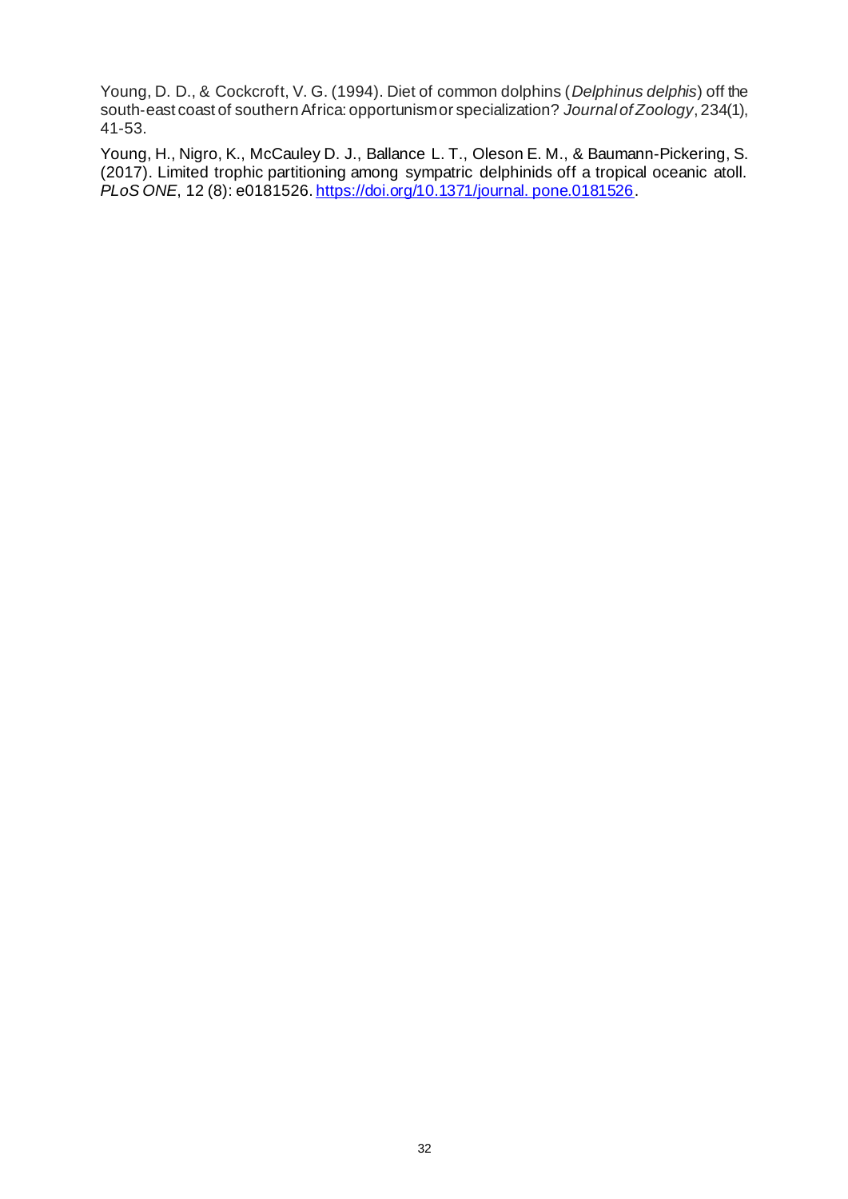Young, D. D., & Cockcroft, V. G. (1994). Diet of common dolphins (*Delphinus delphis*) off the south-east coast of southern Africa: opportunism or specialization? *Journal of Zoology*, 234(1), 41-53.

Young, H., Nigro, K., McCauley D. J., Ballance L. T., Oleson E. M., & Baumann-Pickering, S. (2017). Limited trophic partitioning among sympatric delphinids off a tropical oceanic atoll. *PLoS ONE*, 12 (8): e0181526. [https://doi.org/10.1371/journal. pone.0181526](https://doi.org/10.1371/journal.pone.0181526).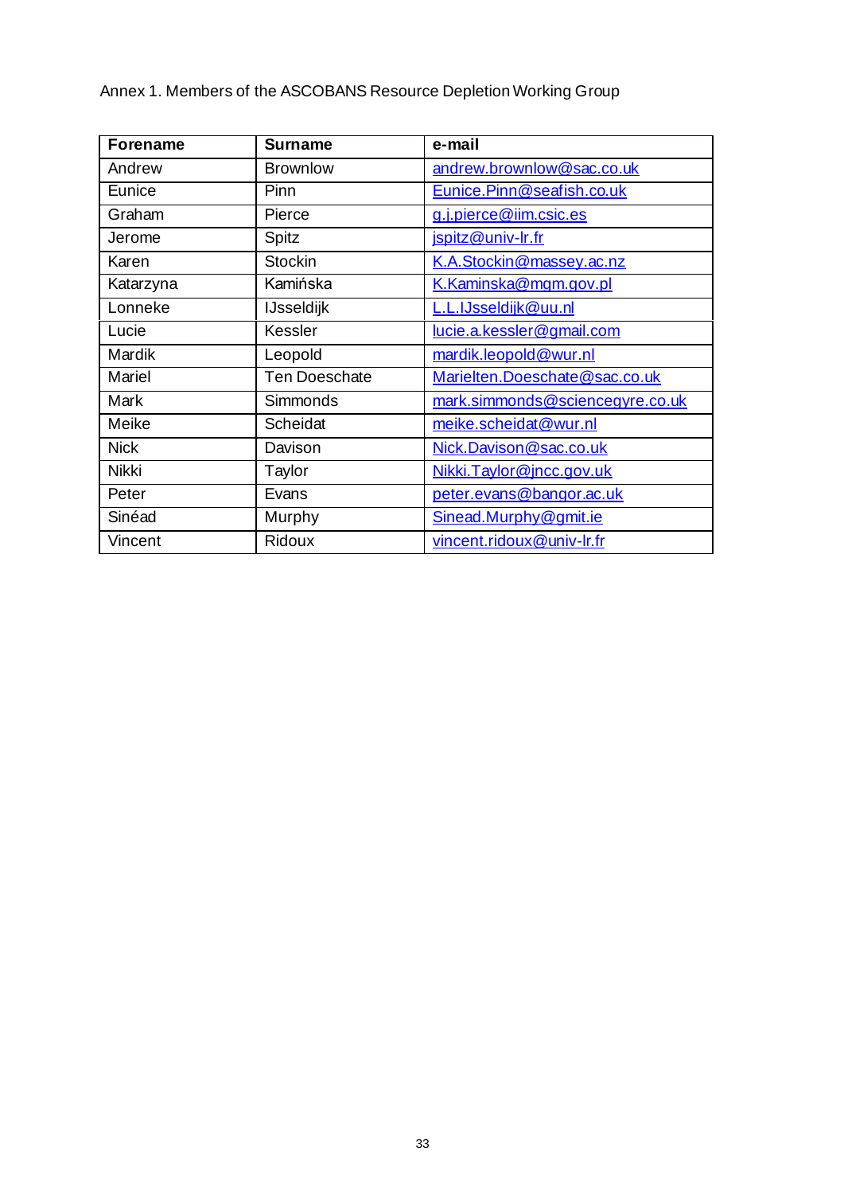Annex 1. Members of the ASCOBANS Resource Depletion Working Group

| Forename | Surname | e-mail |
|---|---|---|
| Andrew | Brownlow | andrew.brownlow@sac.co.uk |
| Eunice | Pinn | Eunice.Pinn@seafish.co.uk |
| Graham | Pierce | g.j.pierce@iim.csic.es |
| Jerome | Spitz | jspitz@univ-lr.fr |
| Karen | Stockin | K.A.Stockin@massey.ac.nz |
| Katarzyna | Kamińska | K.Kaminska@mgm.gov.pl |
| Lonneke | IJsseldijk | L.L.IJsseldijk@uu.nl |
| Lucie | Kessler | lucie.a.kessler@gmail.com |
| Mardik | Leopold | mardik.leopold@wur.nl |
| Mariel | Ten Doeschate | Marielten.Doeschate@sac.co.uk |
| Mark | Simmonds | mark.simmonds@sciencegyre.co.uk |
| Meike | Scheidat | meike.scheidat@wur.nl |
| Nick | Davison | Nick.Davison@sac.co.uk |
| Nikki | Taylor | Nikki.Taylor@jncc.gov.uk |
| Peter | Evans | peter.evans@bangor.ac.uk |
| Sinéad | Murphy | Sinead.Murphy@gmit.ie |
| Vincent | Ridoux | vincent.ridoux@univ-lr.fr |